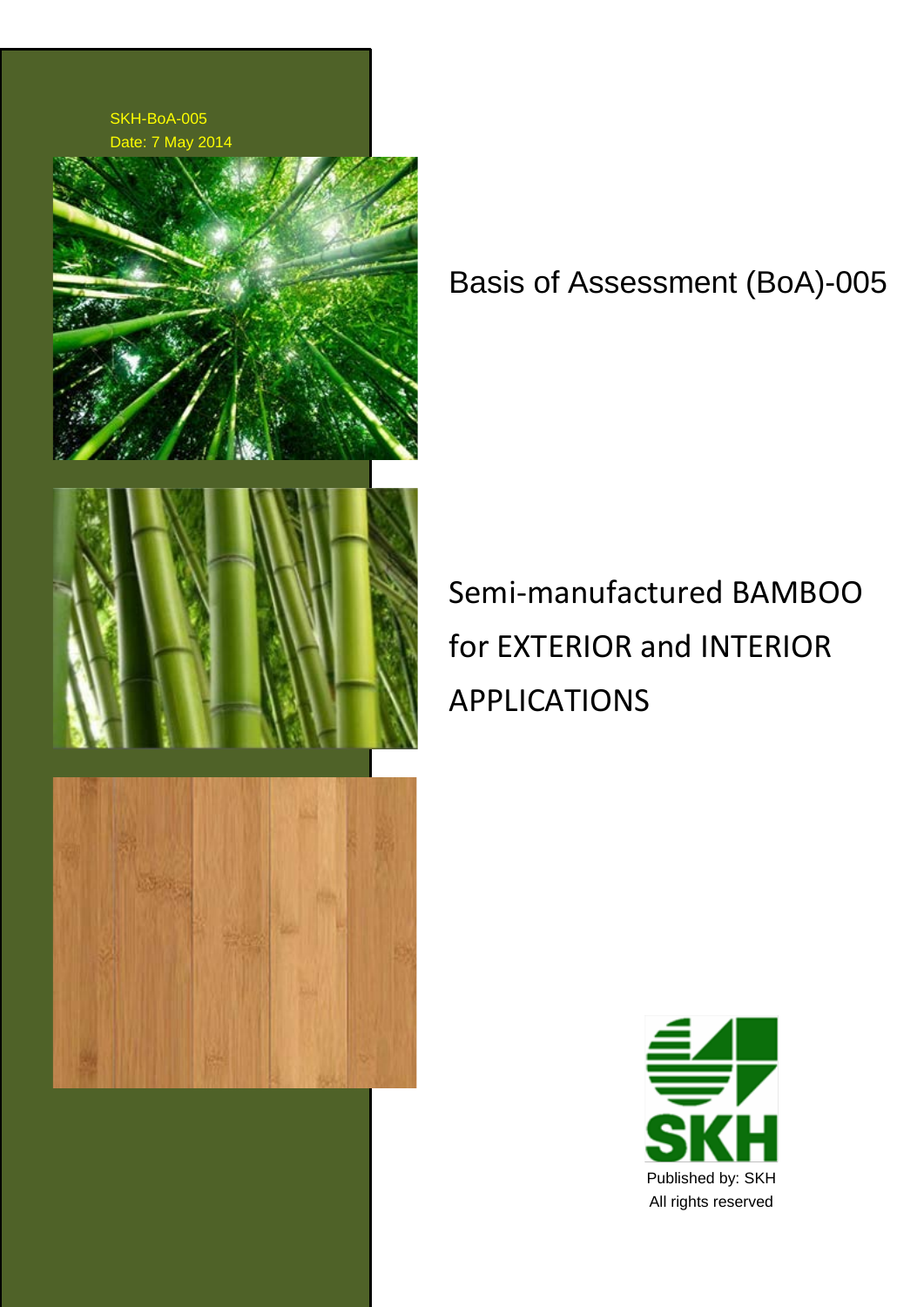SKH-BoA-005

Date: 7 May 2014

# Basis of Assessment (BoA)-005

## Semi-manufactured BAMBOO for EXTERIOR and INTERIOR APPLICATIONS

SKH

Published by: SKH

All rights reserved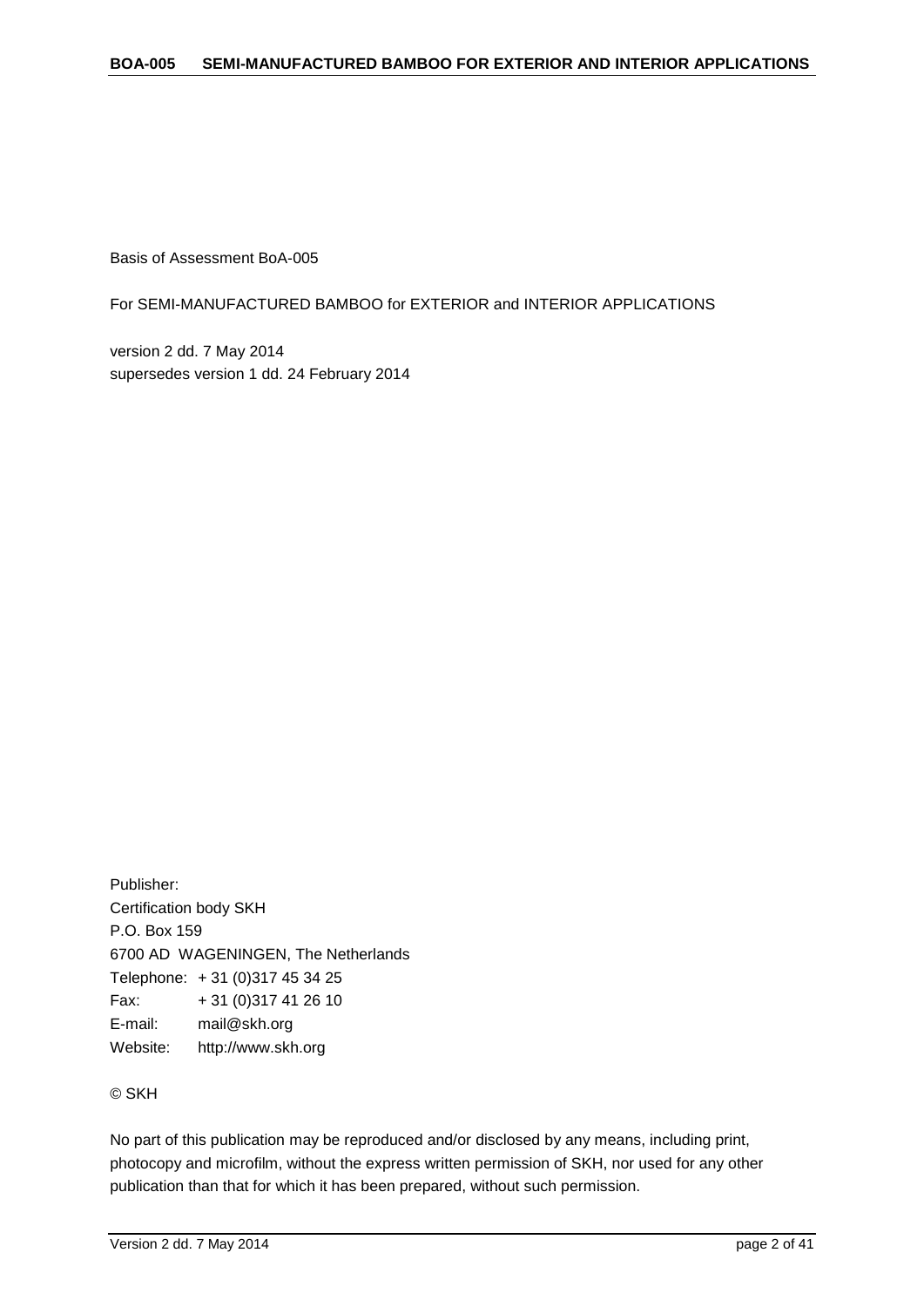Basis of Assessment BoA-005

For SEMI-MANUFACTURED BAMBOO for EXTERIOR and INTERIOR APPLICATIONS

version 2 dd. 7 May 2014
supersedes version 1 dd. 24 February 2014

Publisher:
Certification body SKH
P.O. Box 159
6700 AD WAGENINGEN, The Netherlands
Telephone: + 31 (0)317 45 34 25
Fax: + 31 (0)317 41 26 10
E-mail: mail@skh.org
Website: http://www.skh.org

© SKH

No part of this publication may be reproduced and/or disclosed by any means, including print, photocopy and microfilm, without the express written permission of SKH, nor used for any other publication than that for which it has been prepared, without such permission.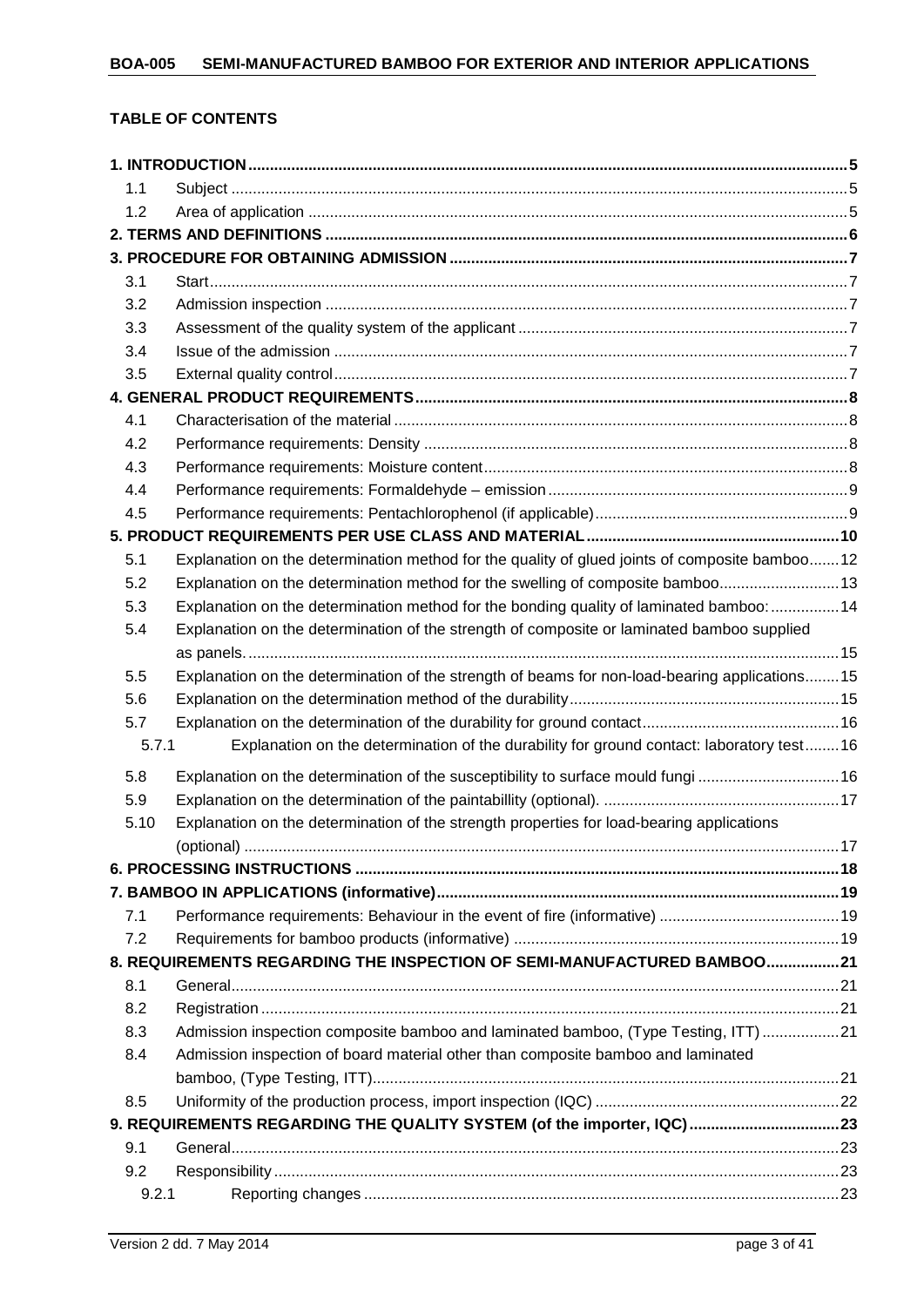**TABLE OF CONTENTS**

| | | |
|---|---|---|
| **1. INTRODUCTION** | | **5** |
| 1.1 | Subject | 5 |
| 1.2 | Area of application | 5 |
| **2. TERMS AND DEFINITIONS** | | **6** |
| **3. PROCEDURE FOR OBTAINING ADMISSION** | | **7** |
| 3.1 | Start | 7 |
| 3.2 | Admission inspection | 7 |
| 3.3 | Assessment of the quality system of the applicant | 7 |
| 3.4 | Issue of the admission | 7 |
| 3.5 | External quality control | 7 |
| **4. GENERAL PRODUCT REQUIREMENTS** | | **8** |
| 4.1 | Characterisation of the material | 8 |
| 4.2 | Performance requirements: Density | 8 |
| 4.3 | Performance requirements: Moisture content | 8 |
| 4.4 | Performance requirements: Formaldehyde – emission | 9 |
| 4.5 | Performance requirements: Pentachlorophenol (if applicable) | 9 |
| **5. PRODUCT REQUIREMENTS PER USE CLASS AND MATERIAL** | | **10** |
| 5.1 | Explanation on the determination method for the quality of glued joints of composite bamboo | 12 |
| 5.2 | Explanation on the determination method for the swelling of composite bamboo | 13 |
| 5.3 | Explanation on the determination method for the bonding quality of laminated bamboo: | 14 |
| 5.4 | Explanation on the determination of the strength of composite or laminated bamboo supplied as panels. | 15 |
| 5.5 | Explanation on the determination of the strength of beams for non-load-bearing applications | 15 |
| 5.6 | Explanation on the determination method of the durability | 15 |
| 5.7 | Explanation on the determination of the durability for ground contact | 16 |
| 5.7.1 | Explanation on the determination of the durability for ground contact: laboratory test | 16 |
| 5.8 | Explanation on the determination of the susceptibility to surface mould fungi | 16 |
| 5.9 | Explanation on the determination of the paintabillity (optional). | 17 |
| 5.10 | Explanation on the determination of the strength properties for load-bearing applications (optional) | 17 |
| **6. PROCESSING INSTRUCTIONS** | | **18** |
| **7. BAMBOO IN APPLICATIONS (informative)** | | **19** |
| 7.1 | Performance requirements: Behaviour in the event of fire (informative) | 19 |
| 7.2 | Requirements for bamboo products (informative) | 19 |
| **8. REQUIREMENTS REGARDING THE INSPECTION OF SEMI-MANUFACTURED BAMBOO** | | **21** |
| 8.1 | General | 21 |
| 8.2 | Registration | 21 |
| 8.3 | Admission inspection composite bamboo and laminated bamboo, (Type Testing, ITT) | 21 |
| 8.4 | Admission inspection of board material other than composite bamboo and laminated bamboo, (Type Testing, ITT) | 21 |
| 8.5 | Uniformity of the production process, import inspection (IQC) | 22 |
| **9. REQUIREMENTS REGARDING THE QUALITY SYSTEM (of the importer, IQC)** | | **23** |
| 9.1 | General | 23 |
| 9.2 | Responsibility | 23 |
| 9.2.1 | Reporting changes | 23 |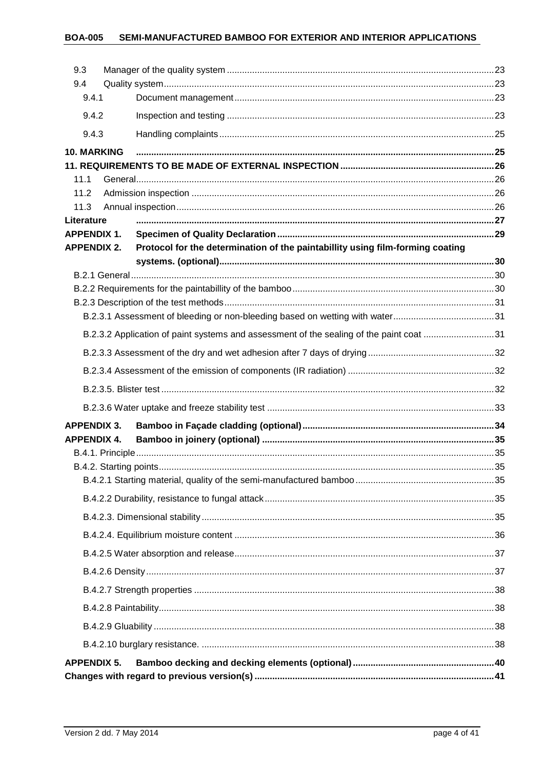| | | |
|---|---|---|
| 9.3 | Manager of the quality system | 23 |
| 9.4 | Quality system | 23 |
| 9.4.1 | Document management | 23 |
| 9.4.2 | Inspection and testing | 23 |
| 9.4.3 | Handling complaints | 25 |
| **10. MARKING** | | **25** |
| **11. REQUIREMENTS TO BE MADE OF EXTERNAL INSPECTION** | | **26** |
| 11.1 | General | 26 |
| 11.2 | Admission inspection | 26 |
| 11.3 | Annual inspection | 26 |
| **Literature** | | **27** |
| **APPENDIX 1.** | **Specimen of Quality Declaration** | **29** |
| **APPENDIX 2.** | **Protocol for the determination of the paintabillity using film-forming coating systems. (optional)** | **30** |
| B.2.1 General | | 30 |
| B.2.2 Requirements for the paintabillity of the bamboo | | 30 |
| B.2.3 Description of the test methods | | 31 |
| B.2.3.1 Assessment of bleeding or non-bleeding based on wetting with water | | 31 |
| B.2.3.2 Application of paint systems and assessment of the sealing of the paint coat | | 31 |
| B.2.3.3 Assessment of the dry and wet adhesion after 7 days of drying | | 32 |
| B.2.3.4 Assessment of the emission of components (IR radiation) | | 32 |
| B.2.3.5. Blister test | | 32 |
| B.2.3.6 Water uptake and freeze stability test | | 33 |
| **APPENDIX 3.** | **Bamboo in Façade cladding (optional)** | **34** |
| **APPENDIX 4.** | **Bamboo in joinery (optional)** | **35** |
| B.4.1. Principle | | 35 |
| B.4.2. Starting points | | 35 |
| B.4.2.1 Starting material, quality of the semi-manufactured bamboo | | 35 |
| B.4.2.2 Durability, resistance to fungal attack | | 35 |
| B.4.2.3. Dimensional stability | | 35 |
| B.4.2.4. Equilibrium moisture content | | 36 |
| B.4.2.5 Water absorption and release | | 37 |
| B.4.2.6 Density | | 37 |
| B.4.2.7 Strength properties | | 38 |
| B.4.2.8 Paintability | | 38 |
| B.4.2.9 Gluability | | 38 |
| B.4.2.10 burglary resistance. | | 38 |
| **APPENDIX 5.** | **Bamboo decking and decking elements (optional)** | **40** |
| **Changes with regard to previous version(s)** | | **41** |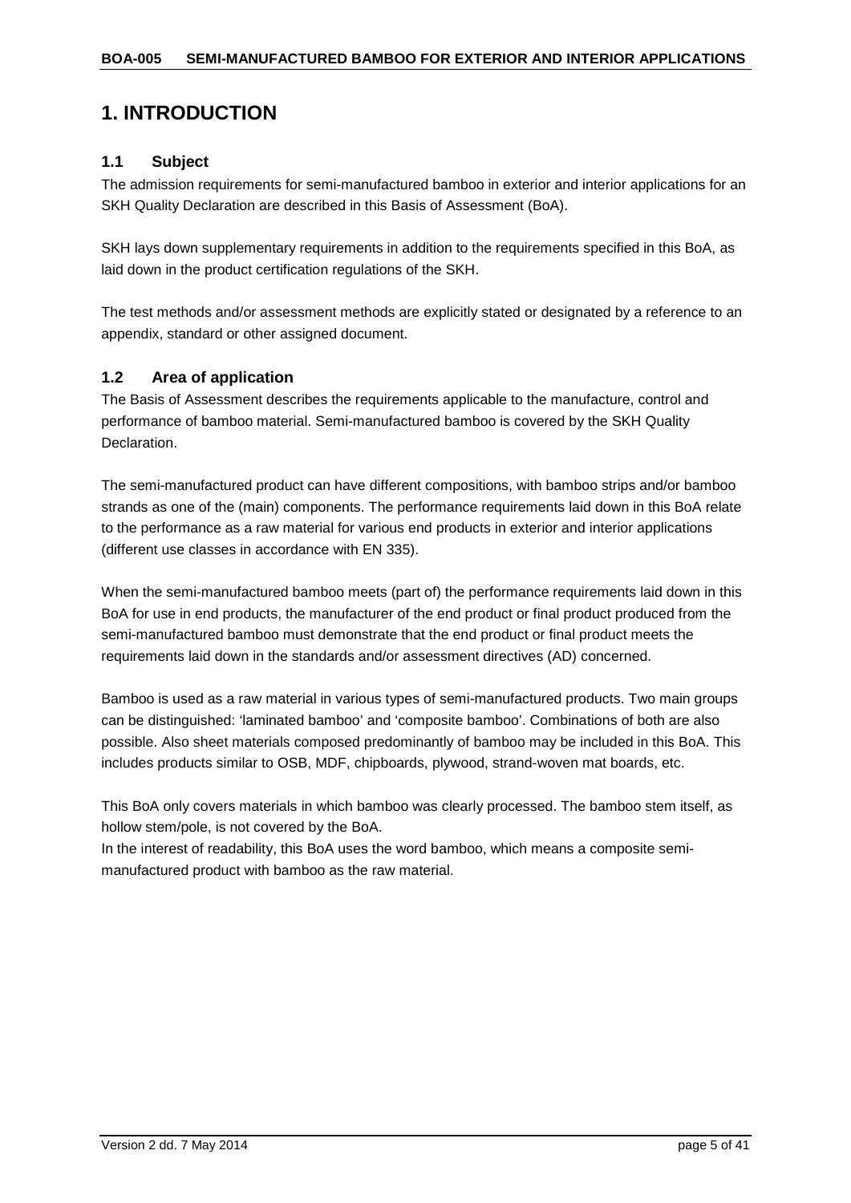# 1. INTRODUCTION

## 1.1 Subject

The admission requirements for semi-manufactured bamboo in exterior and interior applications for an SKH Quality Declaration are described in this Basis of Assessment (BoA).

SKH lays down supplementary requirements in addition to the requirements specified in this BoA, as laid down in the product certification regulations of the SKH.

The test methods and/or assessment methods are explicitly stated or designated by a reference to an appendix, standard or other assigned document.

## 1.2 Area of application

The Basis of Assessment describes the requirements applicable to the manufacture, control and performance of bamboo material. Semi-manufactured bamboo is covered by the SKH Quality Declaration.

The semi-manufactured product can have different compositions, with bamboo strips and/or bamboo strands as one of the (main) components. The performance requirements laid down in this BoA relate to the performance as a raw material for various end products in exterior and interior applications (different use classes in accordance with EN 335).

When the semi-manufactured bamboo meets (part of) the performance requirements laid down in this BoA for use in end products, the manufacturer of the end product or final product produced from the semi-manufactured bamboo must demonstrate that the end product or final product meets the requirements laid down in the standards and/or assessment directives (AD) concerned.

Bamboo is used as a raw material in various types of semi-manufactured products. Two main groups can be distinguished: 'laminated bamboo' and 'composite bamboo'. Combinations of both are also possible. Also sheet materials composed predominantly of bamboo may be included in this BoA. This includes products similar to OSB, MDF, chipboards, plywood, strand-woven mat boards, etc.

This BoA only covers materials in which bamboo was clearly processed. The bamboo stem itself, as hollow stem/pole, is not covered by the BoA.
In the interest of readability, this BoA uses the word bamboo, which means a composite semi-manufactured product with bamboo as the raw material.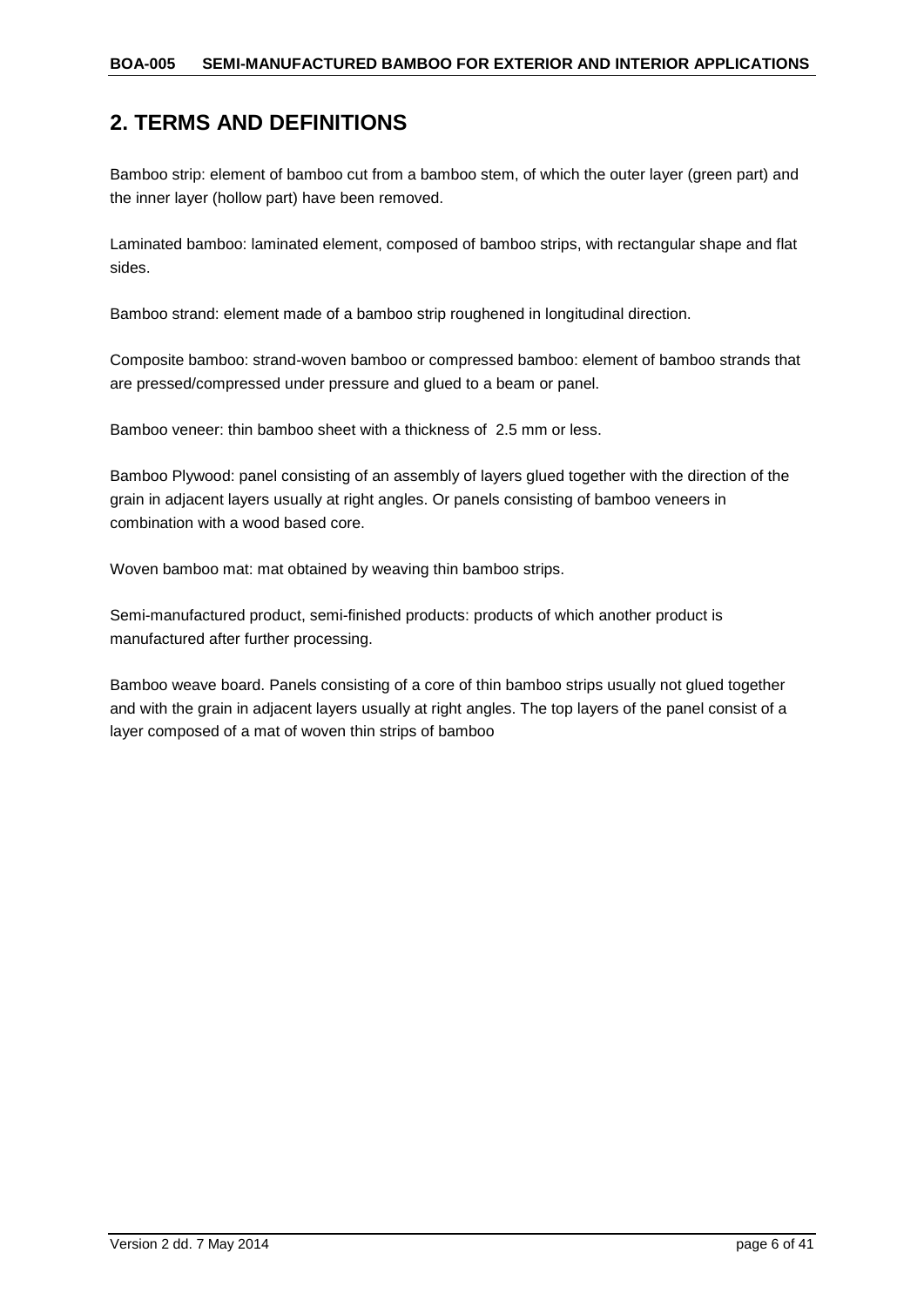## 2. TERMS AND DEFINITIONS

Bamboo strip: element of bamboo cut from a bamboo stem, of which the outer layer (green part) and the inner layer (hollow part) have been removed.

Laminated bamboo: laminated element, composed of bamboo strips, with rectangular shape and flat sides.

Bamboo strand: element made of a bamboo strip roughened in longitudinal direction.

Composite bamboo: strand-woven bamboo or compressed bamboo: element of bamboo strands that are pressed/compressed under pressure and glued to a beam or panel.

Bamboo veneer: thin bamboo sheet with a thickness of 2.5 mm or less.

Bamboo Plywood: panel consisting of an assembly of layers glued together with the direction of the grain in adjacent layers usually at right angles. Or panels consisting of bamboo veneers in combination with a wood based core.

Woven bamboo mat: mat obtained by weaving thin bamboo strips.

Semi-manufactured product, semi-finished products: products of which another product is manufactured after further processing.

Bamboo weave board. Panels consisting of a core of thin bamboo strips usually not glued together and with the grain in adjacent layers usually at right angles. The top layers of the panel consist of a layer composed of a mat of woven thin strips of bamboo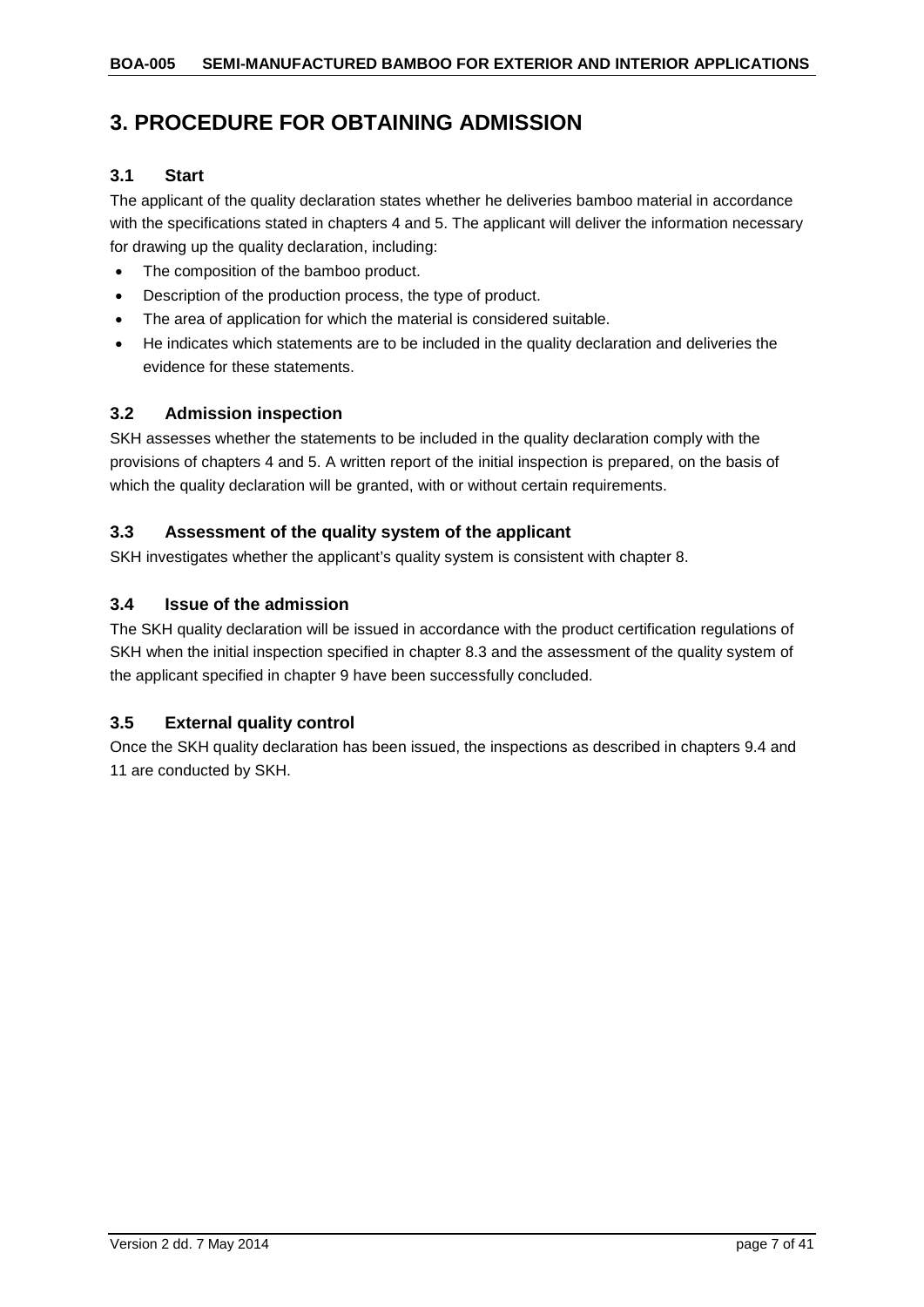# 3. PROCEDURE FOR OBTAINING ADMISSION

## 3.1 Start

The applicant of the quality declaration states whether he deliveries bamboo material in accordance with the specifications stated in chapters 4 and 5. The applicant will deliver the information necessary for drawing up the quality declaration, including:

- The composition of the bamboo product.
- Description of the production process, the type of product.
- The area of application for which the material is considered suitable.
- He indicates which statements are to be included in the quality declaration and deliveries the evidence for these statements.

## 3.2 Admission inspection

SKH assesses whether the statements to be included in the quality declaration comply with the provisions of chapters 4 and 5. A written report of the initial inspection is prepared, on the basis of which the quality declaration will be granted, with or without certain requirements.

## 3.3 Assessment of the quality system of the applicant

SKH investigates whether the applicant's quality system is consistent with chapter 8.

## 3.4 Issue of the admission

The SKH quality declaration will be issued in accordance with the product certification regulations of SKH when the initial inspection specified in chapter 8.3 and the assessment of the quality system of the applicant specified in chapter 9 have been successfully concluded.

## 3.5 External quality control

Once the SKH quality declaration has been issued, the inspections as described in chapters 9.4 and 11 are conducted by SKH.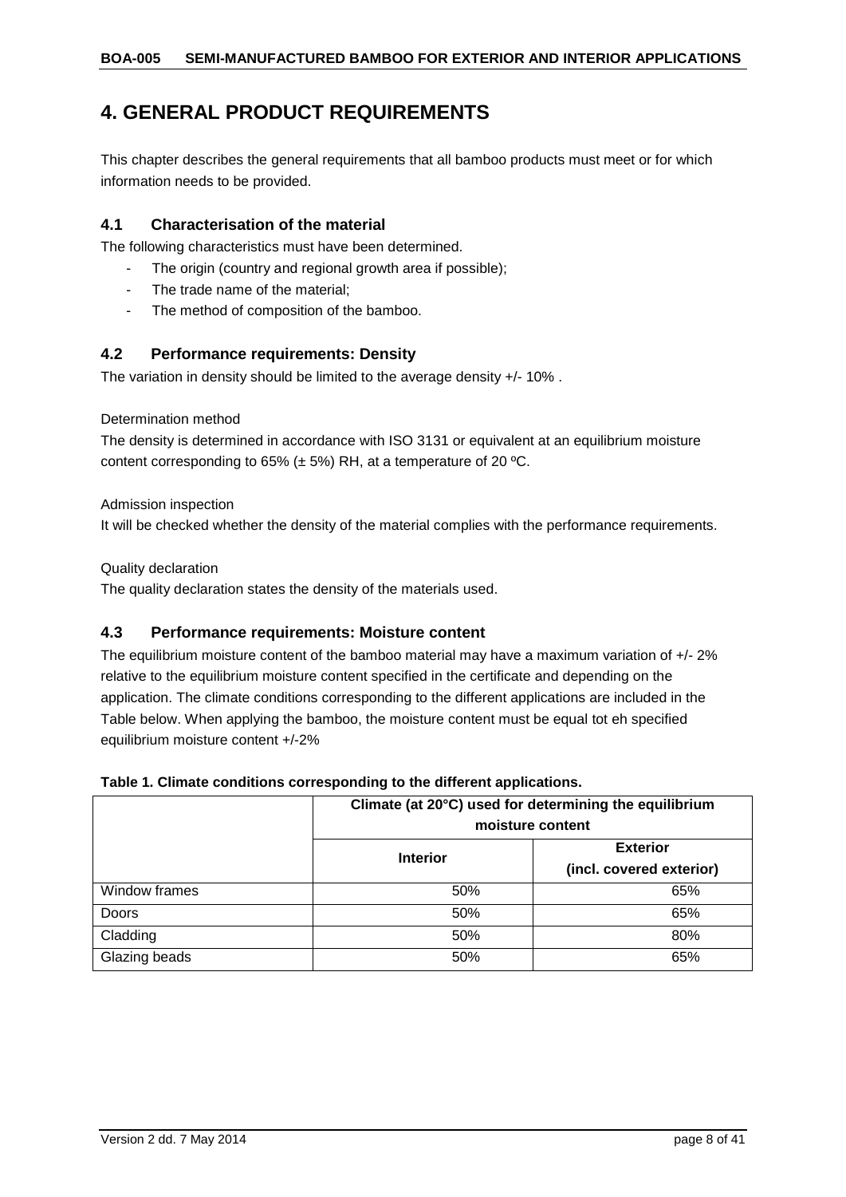# 4. GENERAL PRODUCT REQUIREMENTS

This chapter describes the general requirements that all bamboo products must meet or for which information needs to be provided.

## 4.1 Characterisation of the material

The following characteristics must have been determined.

- The origin (country and regional growth area if possible);
- The trade name of the material;
- The method of composition of the bamboo.

## 4.2 Performance requirements: Density

The variation in density should be limited to the average density +/- 10% .

Determination method

The density is determined in accordance with ISO 3131 or equivalent at an equilibrium moisture content corresponding to 65% (± 5%) RH, at a temperature of 20 ºC.

Admission inspection

It will be checked whether the density of the material complies with the performance requirements.

Quality declaration

The quality declaration states the density of the materials used.

## 4.3 Performance requirements: Moisture content

The equilibrium moisture content of the bamboo material may have a maximum variation of +/- 2% relative to the equilibrium moisture content specified in the certificate and depending on the application. The climate conditions corresponding to the different applications are included in the Table below. When applying the bamboo, the moisture content must be equal tot eh specified equilibrium moisture content +/-2%

**Table 1. Climate conditions corresponding to the different applications.**

| | Climate (at 20°C) used for determining the equilibrium moisture content | |
|---|---|---|
| | **Interior** | **Exterior (incl. covered exterior)** |
| Window frames | 50% | 65% |
| Doors | 50% | 65% |
| Cladding | 50% | 80% |
| Glazing beads | 50% | 65% |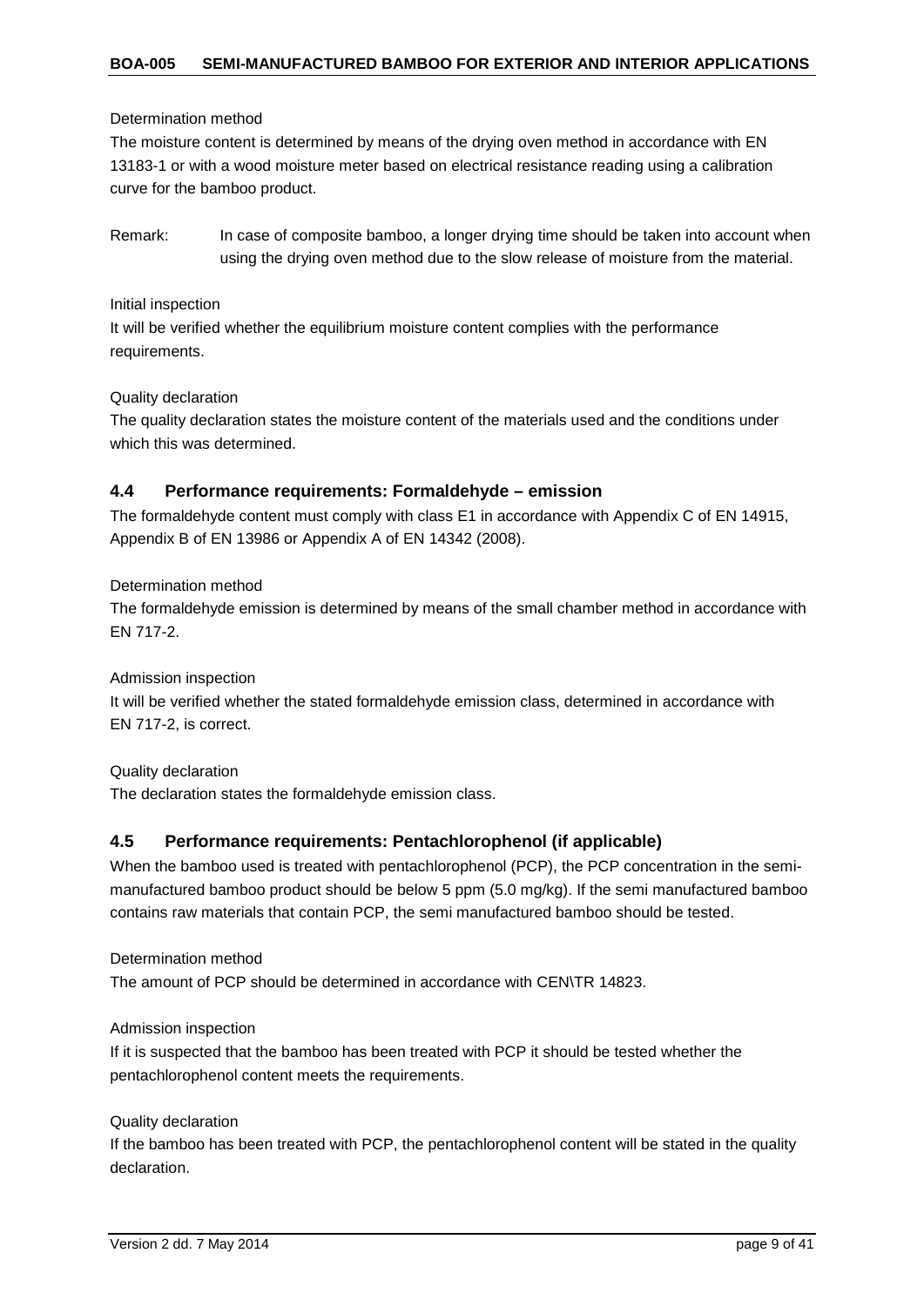Determination method

The moisture content is determined by means of the drying oven method in accordance with EN 13183-1 or with a wood moisture meter based on electrical resistance reading using a calibration curve for the bamboo product.

Remark: In case of composite bamboo, a longer drying time should be taken into account when using the drying oven method due to the slow release of moisture from the material.

Initial inspection

It will be verified whether the equilibrium moisture content complies with the performance requirements.

Quality declaration

The quality declaration states the moisture content of the materials used and the conditions under which this was determined.

### 4.4 Performance requirements: Formaldehyde – emission

The formaldehyde content must comply with class E1 in accordance with Appendix C of EN 14915, Appendix B of EN 13986 or Appendix A of EN 14342 (2008).

Determination method

The formaldehyde emission is determined by means of the small chamber method in accordance with EN 717-2.

Admission inspection

It will be verified whether the stated formaldehyde emission class, determined in accordance with EN 717-2, is correct.

Quality declaration

The declaration states the formaldehyde emission class.

### 4.5 Performance requirements: Pentachlorophenol (if applicable)

When the bamboo used is treated with pentachlorophenol (PCP), the PCP concentration in the semi-manufactured bamboo product should be below 5 ppm (5.0 mg/kg). If the semi manufactured bamboo contains raw materials that contain PCP, the semi manufactured bamboo should be tested.

Determination method

The amount of PCP should be determined in accordance with CEN\TR 14823.

Admission inspection

If it is suspected that the bamboo has been treated with PCP it should be tested whether the pentachlorophenol content meets the requirements.

Quality declaration

If the bamboo has been treated with PCP, the pentachlorophenol content will be stated in the quality declaration.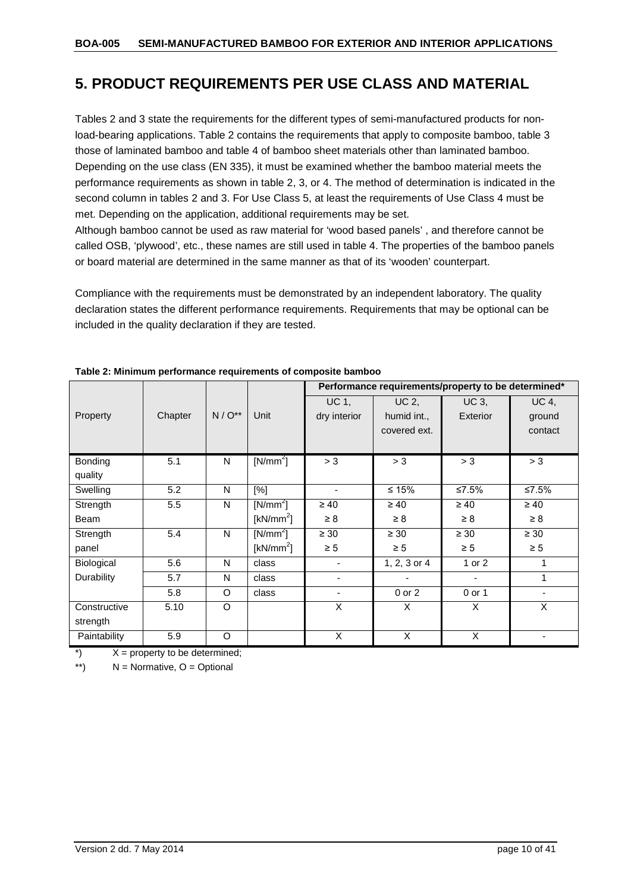# 5. PRODUCT REQUIREMENTS PER USE CLASS AND MATERIAL

Tables 2 and 3 state the requirements for the different types of semi-manufactured products for non-load-bearing applications. Table 2 contains the requirements that apply to composite bamboo, table 3 those of laminated bamboo and table 4 of bamboo sheet materials other than laminated bamboo. Depending on the use class (EN 335), it must be examined whether the bamboo material meets the performance requirements as shown in table 2, 3, or 4. The method of determination is indicated in the second column in tables 2 and 3. For Use Class 5, at least the requirements of Use Class 4 must be met. Depending on the application, additional requirements may be set.

Although bamboo cannot be used as raw material for 'wood based panels' , and therefore cannot be called OSB, 'plywood', etc., these names are still used in table 4. The properties of the bamboo panels or board material are determined in the same manner as that of its 'wooden' counterpart.

Compliance with the requirements must be demonstrated by an independent laboratory. The quality declaration states the different performance requirements. Requirements that may be optional can be included in the quality declaration if they are tested.

**Table 2: Minimum performance requirements of composite bamboo**

| Property | Chapter | N / O** | Unit | Performance requirements/property to be determined* | | | |
|---|---|---|---|---|---|---|---|
| | | | | UC 1, dry interior | UC 2, humid int., covered ext. | UC 3, Exterior | UC 4, ground contact |
| Bonding quality | 5.1 | N | [N/mm$^2$] | > 3 | > 3 | > 3 | > 3 |
| Swelling | 5.2 | N | [%] | - | ≤ 15% | ≤7.5% | ≤7.5% |
| Strength Beam | 5.5 | N | [N/mm$^2$] [kN/mm$^2$] | ≥ 40 ≥ 8 | ≥ 40 ≥ 8 | ≥ 40 ≥ 8 | ≥ 40 ≥ 8 |
| Strength panel | 5.4 | N | [N/mm$^2$] [kN/mm$^2$] | ≥ 30 ≥ 5 | ≥ 30 ≥ 5 | ≥ 30 ≥ 5 | ≥ 30 ≥ 5 |
| Biological Durability | 5.6 | N | class | - | 1, 2, 3 or 4 | 1 or 2 | 1 |
| | 5.7 | N | class | - | - | - | 1 |
| | 5.8 | O | class | - | 0 or 2 | 0 or 1 | - |
| Constructive strength | 5.10 | O | | X | X | X | X |
| Paintability | 5.9 | O | | X | X | X | - |

*) X = property to be determined;

**) N = Normative, O = Optional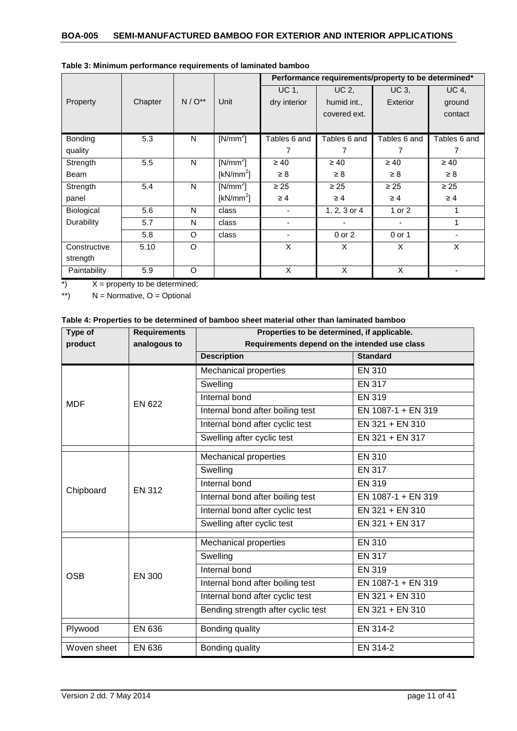**Table 3: Minimum performance requirements of laminated bamboo**

| Property | Chapter | N / O** | Unit | Performance requirements/property to be determined* | | | |
|---|---|---|---|---|---|---|---|
| | | | | UC 1, dry interior | UC 2, humid int., covered ext. | UC 3, Exterior | UC 4, ground contact |
| Bonding quality | 5.3 | N | [N/mm$^2$] | Tables 6 and 7 | Tables 6 and 7 | Tables 6 and 7 | Tables 6 and 7 |
| Strength Beam | 5.5 | N | [N/mm$^2$]<br>[kN/mm$^2$] | ≥ 40<br>≥ 8 | ≥ 40<br>≥ 8 | ≥ 40<br>≥ 8 | ≥ 40<br>≥ 8 |
| Strength panel | 5.4 | N | [N/mm$^2$]<br>[kN/mm$^2$] | ≥ 25<br>≥ 4 | ≥ 25<br>≥ 4 | ≥ 25<br>≥ 4 | ≥ 25<br>≥ 4 |
| Biological Durability | 5.6 | N | class | - | 1, 2, 3 or 4 | 1 or 2 | 1 |
| | 5.7 | N | class | - | - | - | 1 |
| | 5.8 | O | class | - | 0 or 2 | 0 or 1 | - |
| Constructive strength | 5.10 | O | | X | X | X | X |
| Paintability | 5.9 | O | | X | X | X | - |

*) X = property to be determined;

**) N = Normative, O = Optional

**Table 4: Properties to be determined of bamboo sheet material other than laminated bamboo**

| Type of product | Requirements analogous to | Properties to be determined, if applicable. Requirements depend on the intended use class | |
|---|---|---|---|
| | | **Description** | **Standard** |
| MDF | EN 622 | Mechanical properties | EN 310 |
| | | Swelling | EN 317 |
| | | Internal bond | EN 319 |
| | | Internal bond after boiling test | EN 1087-1 + EN 319 |
| | | Internal bond after cyclic test | EN 321 + EN 310 |
| | | Swelling after cyclic test | EN 321 + EN 317 |
| Chipboard | EN 312 | Mechanical properties | EN 310 |
| | | Swelling | EN 317 |
| | | Internal bond | EN 319 |
| | | Internal bond after boiling test | EN 1087-1 + EN 319 |
| | | Internal bond after cyclic test | EN 321 + EN 310 |
| | | Swelling after cyclic test | EN 321 + EN 317 |
| OSB | EN 300 | Mechanical properties | EN 310 |
| | | Swelling | EN 317 |
| | | Internal bond | EN 319 |
| | | Internal bond after boiling test | EN 1087-1 + EN 319 |
| | | Internal bond after cyclic test | EN 321 + EN 310 |
| | | Bending strength after cyclic test | EN 321 + EN 310 |
| Plywood | EN 636 | Bonding quality | EN 314-2 |
| Woven sheet | EN 636 | Bonding quality | EN 314-2 |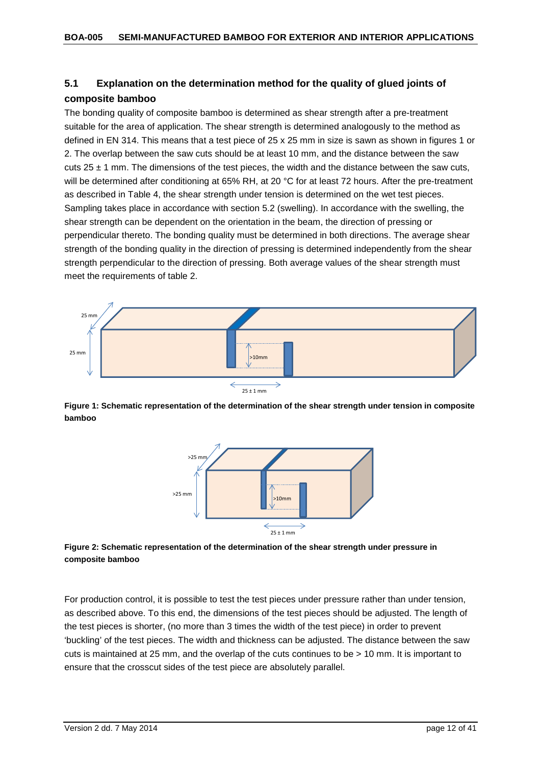## 5.1 Explanation on the determination method for the quality of glued joints of composite bamboo

The bonding quality of composite bamboo is determined as shear strength after a pre-treatment suitable for the area of application. The shear strength is determined analogously to the method as defined in EN 314. This means that a test piece of 25 x 25 mm in size is sawn as shown in figures 1 or 2. The overlap between the saw cuts should be at least 10 mm, and the distance between the saw cuts 25 ± 1 mm. The dimensions of the test pieces, the width and the distance between the saw cuts, will be determined after conditioning at 65% RH, at 20 °C for at least 72 hours. After the pre-treatment as described in Table 4, the shear strength under tension is determined on the wet test pieces. Sampling takes place in accordance with section 5.2 (swelling). In accordance with the swelling, the shear strength can be dependent on the orientation in the beam, the direction of pressing or perpendicular thereto. The bonding quality must be determined in both directions. The average shear strength of the bonding quality in the direction of pressing is determined independently from the shear strength perpendicular to the direction of pressing. Both average values of the shear strength must meet the requirements of table 2.

**Figure 1: Schematic representation of the determination of the shear strength under tension in composite bamboo**

**Figure 2: Schematic representation of the determination of the shear strength under pressure in composite bamboo**

For production control, it is possible to test the test pieces under pressure rather than under tension, as described above. To this end, the dimensions of the test pieces should be adjusted. The length of the test pieces is shorter, (no more than 3 times the width of the test piece) in order to prevent 'buckling' of the test pieces. The width and thickness can be adjusted. The distance between the saw cuts is maintained at 25 mm, and the overlap of the cuts continues to be > 10 mm. It is important to ensure that the crosscut sides of the test piece are absolutely parallel.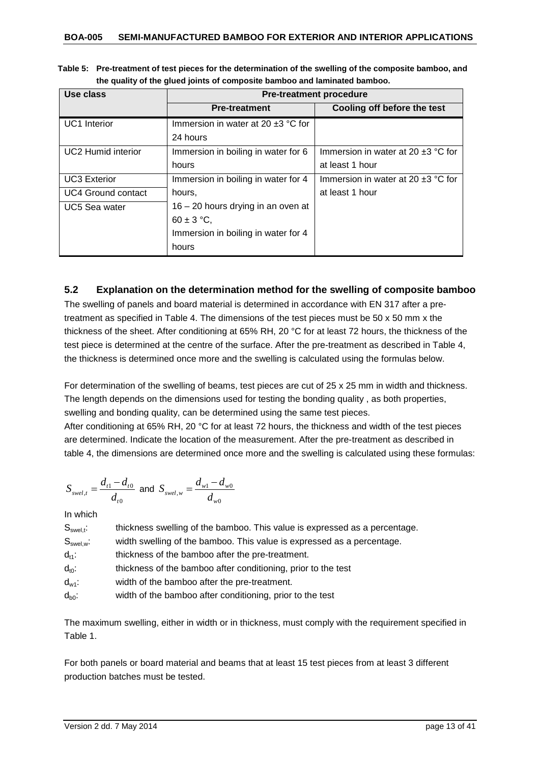**Table 5: Pre-treatment of test pieces for the determination of the swelling of the composite bamboo, and the quality of the glued joints of composite bamboo and laminated bamboo.**

| Use class | Pre-treatment procedure | |
|---|---|---|
| | **Pre-treatment** | **Cooling off before the test** |
| UC1 Interior | Immersion in water at 20 ±3 °C for 24 hours | |
| UC2 Humid interior | Immersion in boiling in water for 6 hours | Immersion in water at 20 ±3 °C for at least 1 hour |
| UC3 Exterior<br>UC4 Ground contact<br>UC5 Sea water | Immersion in boiling in water for 4 hours,<br>16 – 20 hours drying in an oven at 60 ± 3 °C,<br>Immersion in boiling in water for 4 hours | Immersion in water at 20 ±3 °C for at least 1 hour |

## 5.2 Explanation on the determination method for the swelling of composite bamboo

The swelling of panels and board material is determined in accordance with EN 317 after a pre-treatment as specified in Table 4. The dimensions of the test pieces must be 50 x 50 mm x the thickness of the sheet. After conditioning at 65% RH, 20 °C for at least 72 hours, the thickness of the test piece is determined at the centre of the surface. After the pre-treatment as described in Table 4, the thickness is determined once more and the swelling is calculated using the formulas below.

For determination of the swelling of beams, test pieces are cut of 25 x 25 mm in width and thickness. The length depends on the dimensions used for testing the bonding quality , as both properties, swelling and bonding quality, can be determined using the same test pieces.
After conditioning at 65% RH, 20 °C for at least 72 hours, the thickness and width of the test pieces are determined. Indicate the location of the measurement. After the pre-treatment as described in table 4, the dimensions are determined once more and the swelling is calculated using these formulas:

$$S_{swel,t} = \frac{d_{t1} - d_{t0}}{d_{t0}} \text{ and } S_{swel,w} = \frac{d_{w1} - d_{w0}}{d_{w0}}$$

In which

- $S_{swel,t}$: thickness swelling of the bamboo. This value is expressed as a percentage.
- $S_{swel,w}$: width swelling of the bamboo. This value is expressed as a percentage.
- $d_{t1}$: thickness of the bamboo after the pre-treatment.
- $d_{t0}$: thickness of the bamboo after conditioning, prior to the test
- $d_{w1}$: width of the bamboo after the pre-treatment.
- $d_{b0}$: width of the bamboo after conditioning, prior to the test

The maximum swelling, either in width or in thickness, must comply with the requirement specified in Table 1.

For both panels or board material and beams that at least 15 test pieces from at least 3 different production batches must be tested.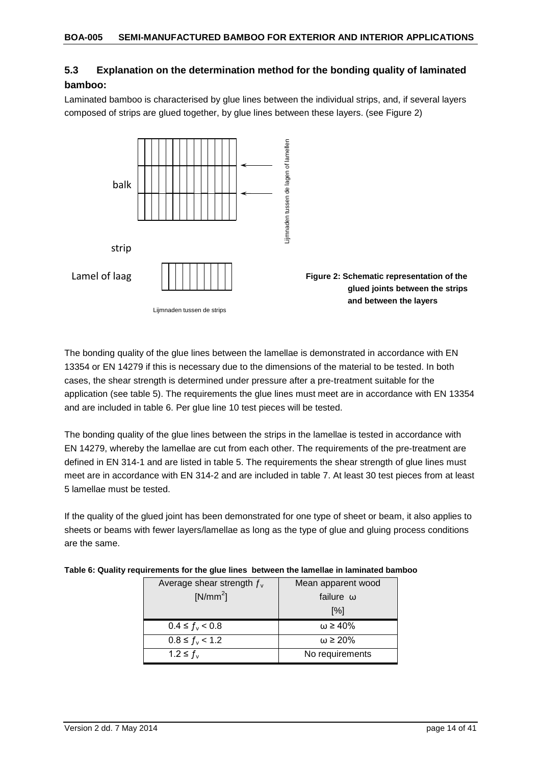## 5.3 Explanation on the determination method for the bonding quality of laminated bamboo:

Laminated bamboo is characterised by glue lines between the individual strips, and, if several layers composed of strips are glued together, by glue lines between these layers. (see Figure 2)

balk

Lijmnaden tussen de lagen of lamellen

strip

Lamel of laag

Lijmnaden tussen de strips

**Figure 2: Schematic representation of the glued joints between the strips and between the layers**

The bonding quality of the glue lines between the lamellae is demonstrated in accordance with EN 13354 or EN 14279 if this is necessary due to the dimensions of the material to be tested. In both cases, the shear strength is determined under pressure after a pre-treatment suitable for the application (see table 5). The requirements the glue lines must meet are in accordance with EN 13354 and are included in table 6. Per glue line 10 test pieces will be tested.

The bonding quality of the glue lines between the strips in the lamellae is tested in accordance with EN 14279, whereby the lamellae are cut from each other. The requirements of the pre-treatment are defined in EN 314-1 and are listed in table 5. The requirements the shear strength of glue lines must meet are in accordance with EN 314-2 and are included in table 7. At least 30 test pieces from at least 5 lamellae must be tested.

If the quality of the glued joint has been demonstrated for one type of sheet or beam, it also applies to sheets or beams with fewer layers/lamellae as long as the type of glue and gluing process conditions are the same.

**Table 6: Quality requirements for the glue lines between the lamellae in laminated bamboo**

| Average shear strength $f_v$ [N/mm$^2$] | Mean apparent wood failure ω [%] |
|---|---|
| $0.4 \leq f_v < 0.8$ | ω ≥ 40% |
| $0.8 \leq f_v < 1.2$ | ω ≥ 20% |
| $1.2 \leq f_v$ | No requirements |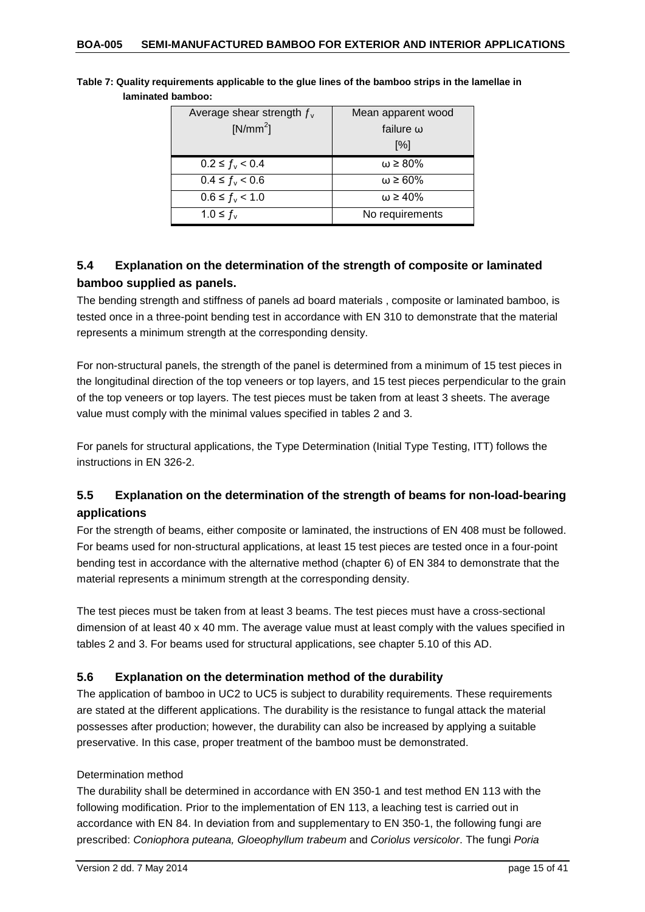**Table 7: Quality requirements applicable to the glue lines of the bamboo strips in the lamellae in laminated bamboo:**

| Average shear strength $f_v$ [N/mm$^2$] | Mean apparent wood failure ω [%] |
|---|---|
| $0.2 \leq f_v < 0.4$ | ω ≥ 80% |
| $0.4 \leq f_v < 0.6$ | ω ≥ 60% |
| $0.6 \leq f_v < 1.0$ | ω ≥ 40% |
| $1.0 \leq f_v$ | No requirements |

## 5.4 Explanation on the determination of the strength of composite or laminated bamboo supplied as panels.

The bending strength and stiffness of panels ad board materials , composite or laminated bamboo, is tested once in a three-point bending test in accordance with EN 310 to demonstrate that the material represents a minimum strength at the corresponding density.

For non-structural panels, the strength of the panel is determined from a minimum of 15 test pieces in the longitudinal direction of the top veneers or top layers, and 15 test pieces perpendicular to the grain of the top veneers or top layers. The test pieces must be taken from at least 3 sheets. The average value must comply with the minimal values specified in tables 2 and 3.

For panels for structural applications, the Type Determination (Initial Type Testing, ITT) follows the instructions in EN 326-2.

## 5.5 Explanation on the determination of the strength of beams for non-load-bearing applications

For the strength of beams, either composite or laminated, the instructions of EN 408 must be followed. For beams used for non-structural applications, at least 15 test pieces are tested once in a four-point bending test in accordance with the alternative method (chapter 6) of EN 384 to demonstrate that the material represents a minimum strength at the corresponding density.

The test pieces must be taken from at least 3 beams. The test pieces must have a cross-sectional dimension of at least 40 x 40 mm. The average value must at least comply with the values specified in tables 2 and 3. For beams used for structural applications, see chapter 5.10 of this AD.

## 5.6 Explanation on the determination method of the durability

The application of bamboo in UC2 to UC5 is subject to durability requirements. These requirements are stated at the different applications. The durability is the resistance to fungal attack the material possesses after production; however, the durability can also be increased by applying a suitable preservative. In this case, proper treatment of the bamboo must be demonstrated.

Determination method

The durability shall be determined in accordance with EN 350-1 and test method EN 113 with the following modification. Prior to the implementation of EN 113, a leaching test is carried out in accordance with EN 84. In deviation from and supplementary to EN 350-1, the following fungi are prescribed: *Coniophora puteana, Gloeophyllum trabeum* and *Coriolus versicolor*. The fungi *Poria*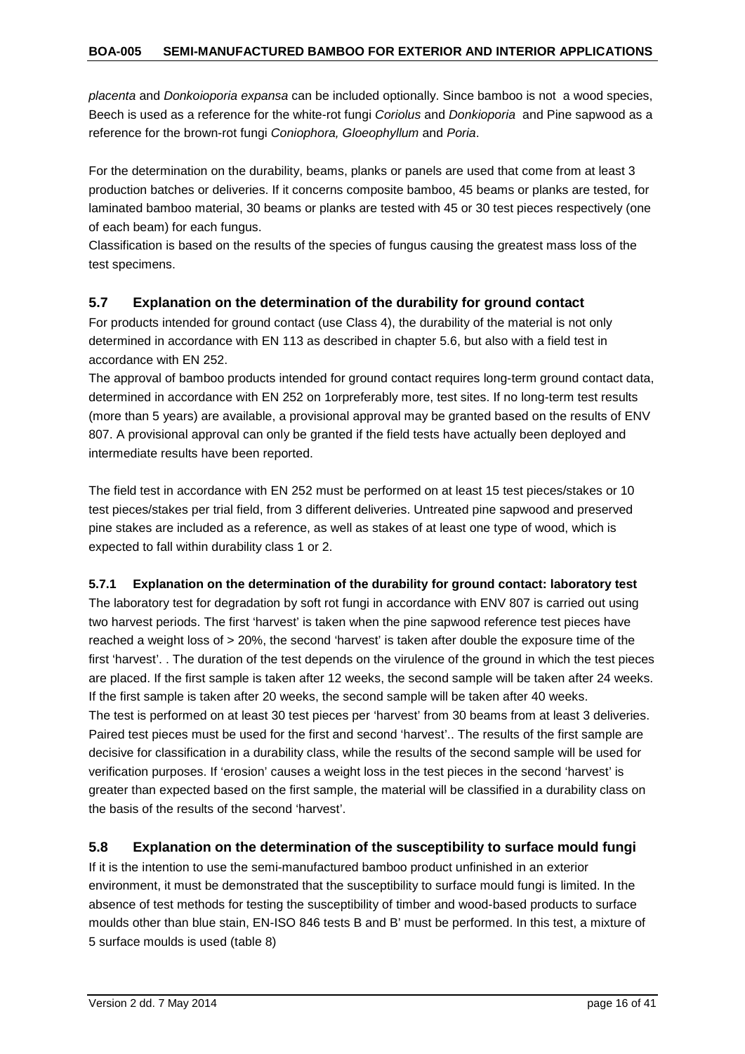*placenta* and *Donkoioporia expansa* can be included optionally. Since bamboo is not a wood species, Beech is used as a reference for the white-rot fungi *Coriolus* and *Donkioporia* and Pine sapwood as a reference for the brown-rot fungi *Coniophora, Gloeophyllum* and *Poria*.

For the determination on the durability, beams, planks or panels are used that come from at least 3 production batches or deliveries. If it concerns composite bamboo, 45 beams or planks are tested, for laminated bamboo material, 30 beams or planks are tested with 45 or 30 test pieces respectively (one of each beam) for each fungus.

Classification is based on the results of the species of fungus causing the greatest mass loss of the test specimens.

## 5.7 Explanation on the determination of the durability for ground contact

For products intended for ground contact (use Class 4), the durability of the material is not only determined in accordance with EN 113 as described in chapter 5.6, but also with a field test in accordance with EN 252.

The approval of bamboo products intended for ground contact requires long-term ground contact data, determined in accordance with EN 252 on 1orpreferably more, test sites. If no long-term test results (more than 5 years) are available, a provisional approval may be granted based on the results of ENV 807. A provisional approval can only be granted if the field tests have actually been deployed and intermediate results have been reported.

The field test in accordance with EN 252 must be performed on at least 15 test pieces/stakes or 10 test pieces/stakes per trial field, from 3 different deliveries. Untreated pine sapwood and preserved pine stakes are included as a reference, as well as stakes of at least one type of wood, which is expected to fall within durability class 1 or 2.

### 5.7.1 Explanation on the determination of the durability for ground contact: laboratory test

The laboratory test for degradation by soft rot fungi in accordance with ENV 807 is carried out using two harvest periods. The first 'harvest' is taken when the pine sapwood reference test pieces have reached a weight loss of > 20%, the second 'harvest' is taken after double the exposure time of the first 'harvest'. . The duration of the test depends on the virulence of the ground in which the test pieces are placed. If the first sample is taken after 12 weeks, the second sample will be taken after 24 weeks. If the first sample is taken after 20 weeks, the second sample will be taken after 40 weeks.

The test is performed on at least 30 test pieces per 'harvest' from 30 beams from at least 3 deliveries. Paired test pieces must be used for the first and second 'harvest'.. The results of the first sample are decisive for classification in a durability class, while the results of the second sample will be used for verification purposes. If 'erosion' causes a weight loss in the test pieces in the second 'harvest' is greater than expected based on the first sample, the material will be classified in a durability class on the basis of the results of the second 'harvest'.

## 5.8 Explanation on the determination of the susceptibility to surface mould fungi

If it is the intention to use the semi-manufactured bamboo product unfinished in an exterior environment, it must be demonstrated that the susceptibility to surface mould fungi is limited. In the absence of test methods for testing the susceptibility of timber and wood-based products to surface moulds other than blue stain, EN-ISO 846 tests B and B' must be performed. In this test, a mixture of 5 surface moulds is used (table 8)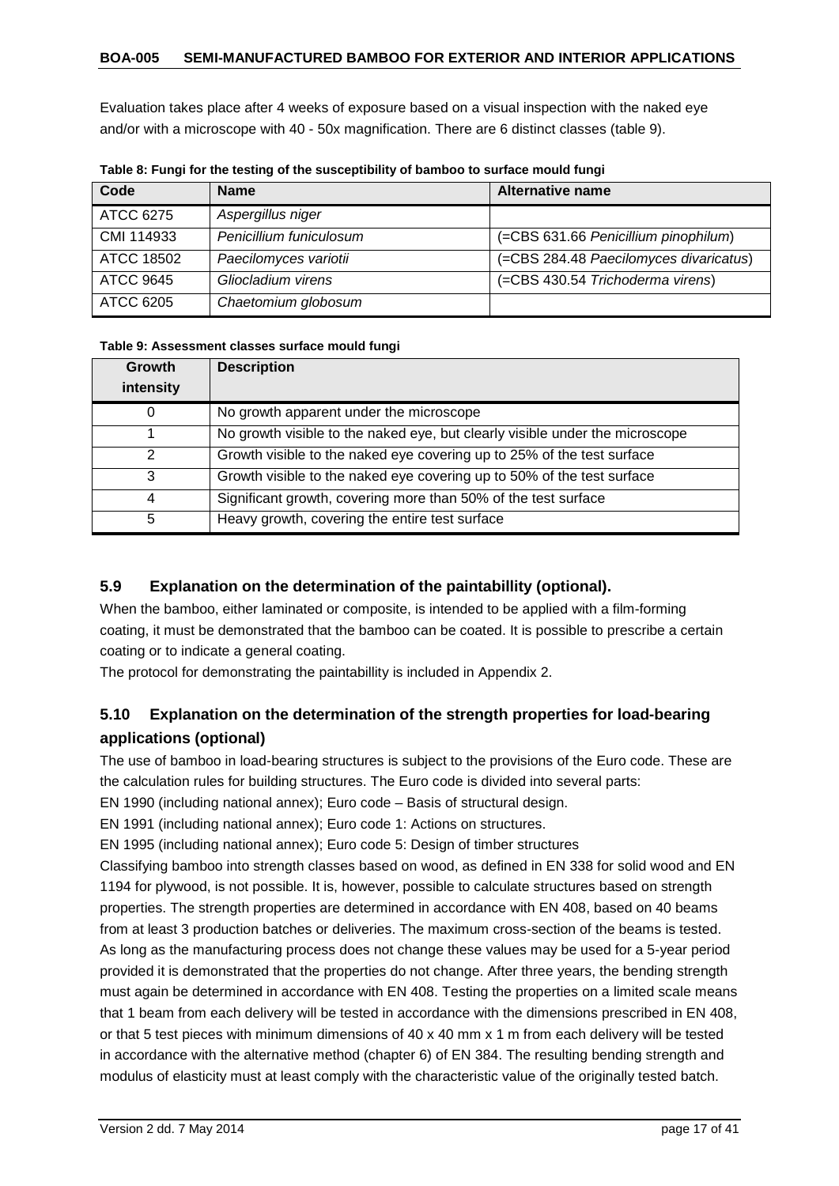Evaluation takes place after 4 weeks of exposure based on a visual inspection with the naked eye and/or with a microscope with 40 - 50x magnification. There are 6 distinct classes (table 9).

**Table 8: Fungi for the testing of the susceptibility of bamboo to surface mould fungi**

| Code | Name | Alternative name |
|---|---|---|
| ATCC 6275 | *Aspergillus niger* | |
| CMI 114933 | *Penicillium funiculosum* | (=CBS 631.66 *Penicillium pinophilum*) |
| ATCC 18502 | *Paecilomyces variotii* | (=CBS 284.48 *Paecilomyces divaricatus*) |
| ATCC 9645 | *Gliocladium virens* | (=CBS 430.54 *Trichoderma virens*) |
| ATCC 6205 | *Chaetomium globosum* | |

**Table 9: Assessment classes surface mould fungi**

| Growth intensity | Description |
|---|---|
| 0 | No growth apparent under the microscope |
| 1 | No growth visible to the naked eye, but clearly visible under the microscope |
| 2 | Growth visible to the naked eye covering up to 25% of the test surface |
| 3 | Growth visible to the naked eye covering up to 50% of the test surface |
| 4 | Significant growth, covering more than 50% of the test surface |
| 5 | Heavy growth, covering the entire test surface |

## 5.9 Explanation on the determination of the paintabillity (optional).

When the bamboo, either laminated or composite, is intended to be applied with a film-forming coating, it must be demonstrated that the bamboo can be coated. It is possible to prescribe a certain coating or to indicate a general coating.

The protocol for demonstrating the paintabillity is included in Appendix 2.

## 5.10 Explanation on the determination of the strength properties for load-bearing applications (optional)

The use of bamboo in load-bearing structures is subject to the provisions of the Euro code. These are the calculation rules for building structures. The Euro code is divided into several parts:

EN 1990 (including national annex); Euro code – Basis of structural design.

EN 1991 (including national annex); Euro code 1: Actions on structures.

EN 1995 (including national annex); Euro code 5: Design of timber structures

Classifying bamboo into strength classes based on wood, as defined in EN 338 for solid wood and EN 1194 for plywood, is not possible. It is, however, possible to calculate structures based on strength properties. The strength properties are determined in accordance with EN 408, based on 40 beams from at least 3 production batches or deliveries. The maximum cross-section of the beams is tested. As long as the manufacturing process does not change these values may be used for a 5-year period provided it is demonstrated that the properties do not change. After three years, the bending strength must again be determined in accordance with EN 408. Testing the properties on a limited scale means that 1 beam from each delivery will be tested in accordance with the dimensions prescribed in EN 408, or that 5 test pieces with minimum dimensions of 40 x 40 mm x 1 m from each delivery will be tested in accordance with the alternative method (chapter 6) of EN 384. The resulting bending strength and modulus of elasticity must at least comply with the characteristic value of the originally tested batch.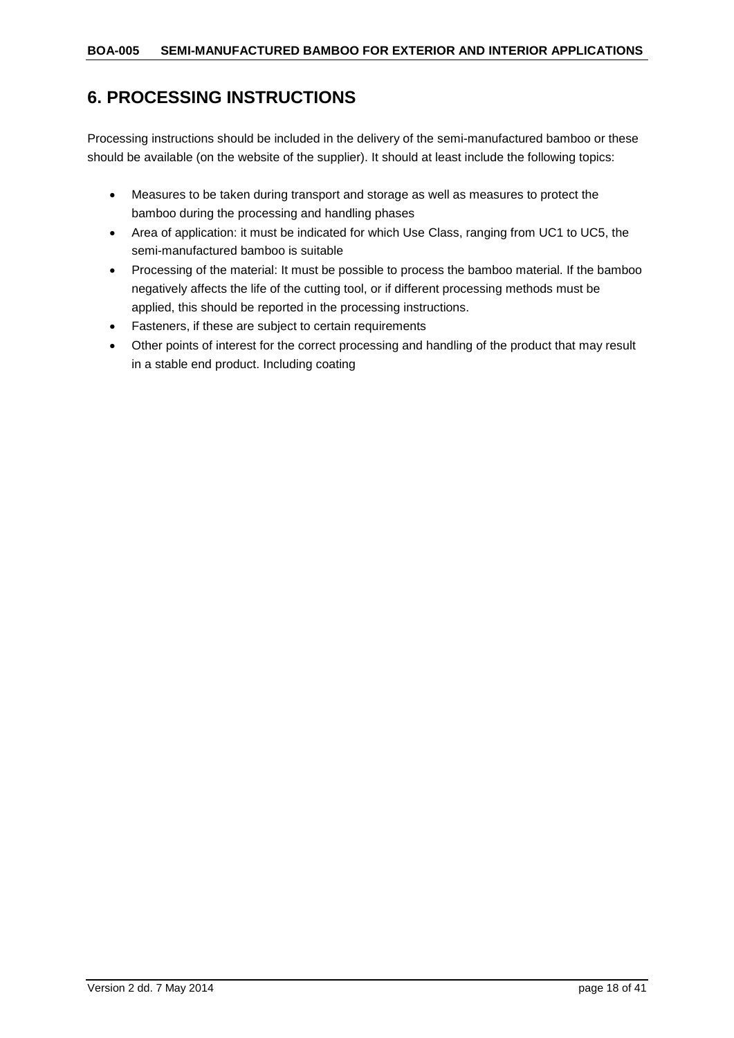# 6. PROCESSING INSTRUCTIONS

Processing instructions should be included in the delivery of the semi-manufactured bamboo or these should be available (on the website of the supplier). It should at least include the following topics:

- Measures to be taken during transport and storage as well as measures to protect the bamboo during the processing and handling phases
- Area of application: it must be indicated for which Use Class, ranging from UC1 to UC5, the semi-manufactured bamboo is suitable
- Processing of the material: It must be possible to process the bamboo material. If the bamboo negatively affects the life of the cutting tool, or if different processing methods must be applied, this should be reported in the processing instructions.
- Fasteners, if these are subject to certain requirements
- Other points of interest for the correct processing and handling of the product that may result in a stable end product. Including coating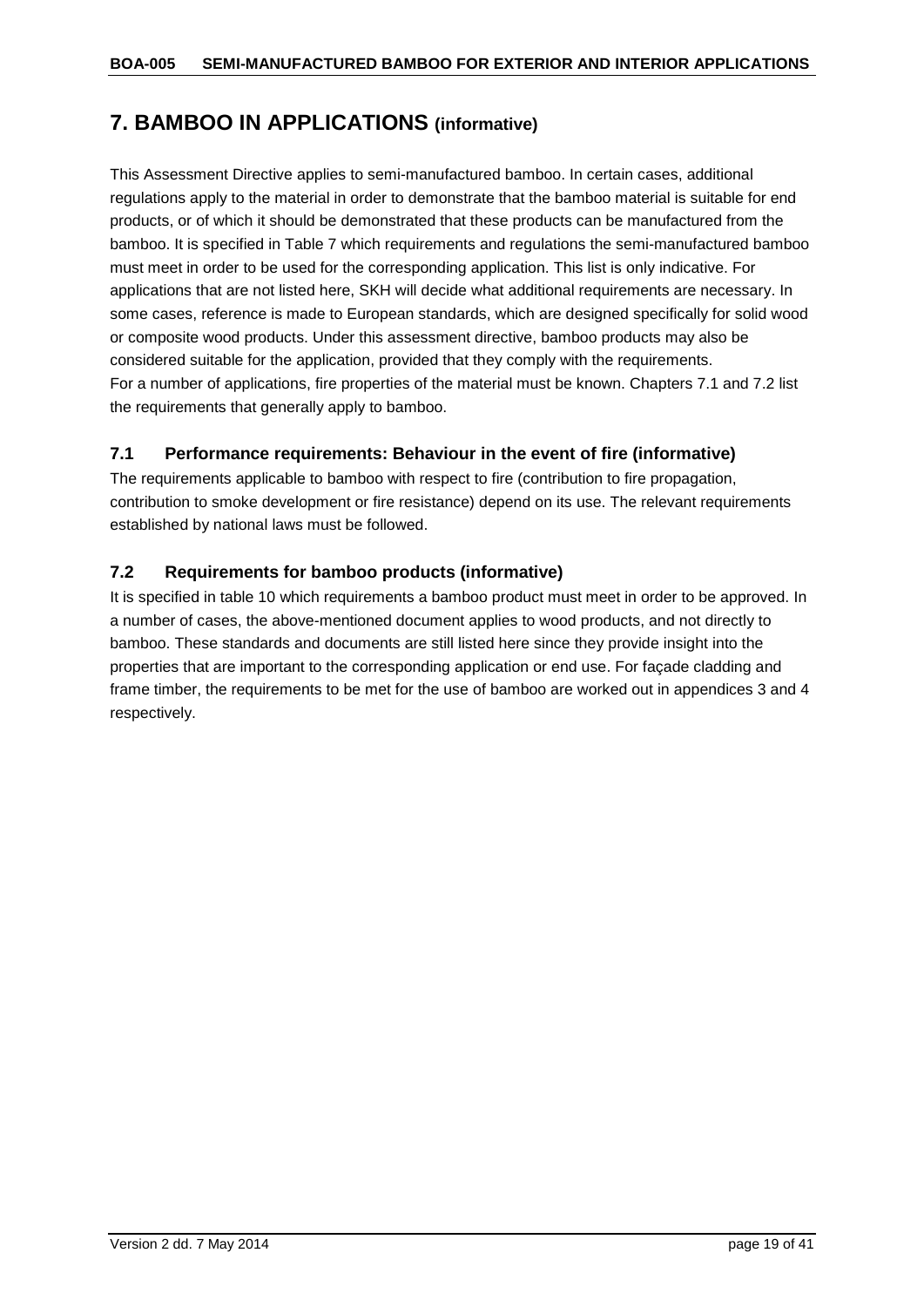# 7. BAMBOO IN APPLICATIONS (informative)

This Assessment Directive applies to semi-manufactured bamboo. In certain cases, additional regulations apply to the material in order to demonstrate that the bamboo material is suitable for end products, or of which it should be demonstrated that these products can be manufactured from the bamboo. It is specified in Table 7 which requirements and regulations the semi-manufactured bamboo must meet in order to be used for the corresponding application. This list is only indicative. For applications that are not listed here, SKH will decide what additional requirements are necessary. In some cases, reference is made to European standards, which are designed specifically for solid wood or composite wood products. Under this assessment directive, bamboo products may also be considered suitable for the application, provided that they comply with the requirements.
For a number of applications, fire properties of the material must be known. Chapters 7.1 and 7.2 list the requirements that generally apply to bamboo.

## 7.1 Performance requirements: Behaviour in the event of fire (informative)

The requirements applicable to bamboo with respect to fire (contribution to fire propagation, contribution to smoke development or fire resistance) depend on its use. The relevant requirements established by national laws must be followed.

## 7.2 Requirements for bamboo products (informative)

It is specified in table 10 which requirements a bamboo product must meet in order to be approved. In a number of cases, the above-mentioned document applies to wood products, and not directly to bamboo. These standards and documents are still listed here since they provide insight into the properties that are important to the corresponding application or end use. For façade cladding and frame timber, the requirements to be met for the use of bamboo are worked out in appendices 3 and 4 respectively.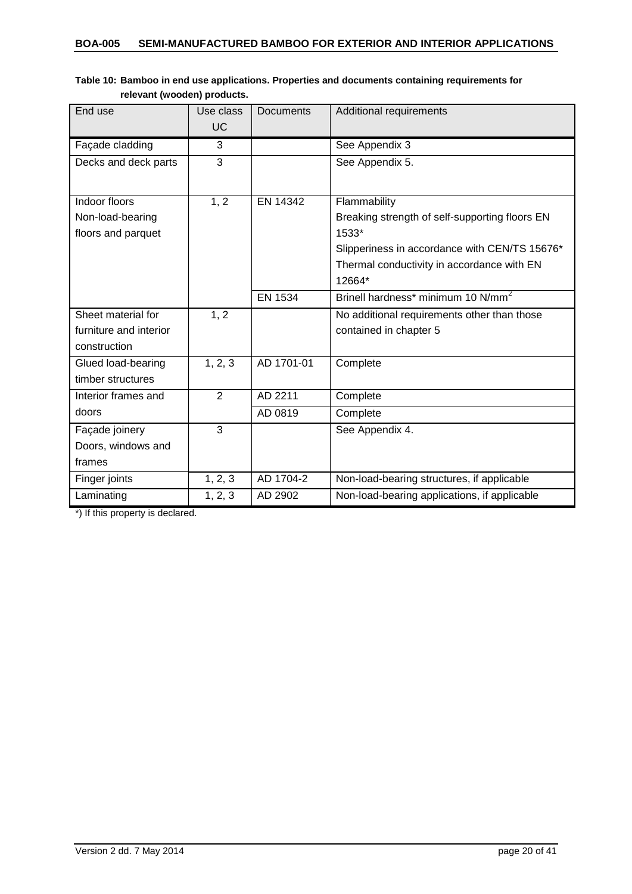**Table 10: Bamboo in end use applications. Properties and documents containing requirements for relevant (wooden) products.**

| End use | Use class UC | Documents | Additional requirements |
|---|---|---|---|
| Façade cladding | 3 | | See Appendix 3 |
| Decks and deck parts | 3 | | See Appendix 5. |
| Indoor floors Non-load-bearing floors and parquet | 1, 2 | EN 14342 | Flammability<br>Breaking strength of self-supporting floors EN 1533*<br>Slipperiness in accordance with CEN/TS 15676*<br>Thermal conductivity in accordance with EN 12664* |
| | | EN 1534 | Brinell hardness* minimum 10 N/mm$^2$ |
| Sheet material for furniture and interior construction | 1, 2 | | No additional requirements other than those contained in chapter 5 |
| Glued load-bearing timber structures | 1, 2, 3 | AD 1701-01 | Complete |
| Interior frames and doors | 2 | AD 2211 | Complete |
| | | AD 0819 | Complete |
| Façade joinery Doors, windows and frames | 3 | | See Appendix 4. |
| Finger joints | 1, 2, 3 | AD 1704-2 | Non-load-bearing structures, if applicable |
| Laminating | 1, 2, 3 | AD 2902 | Non-load-bearing applications, if applicable |

*) If this property is declared.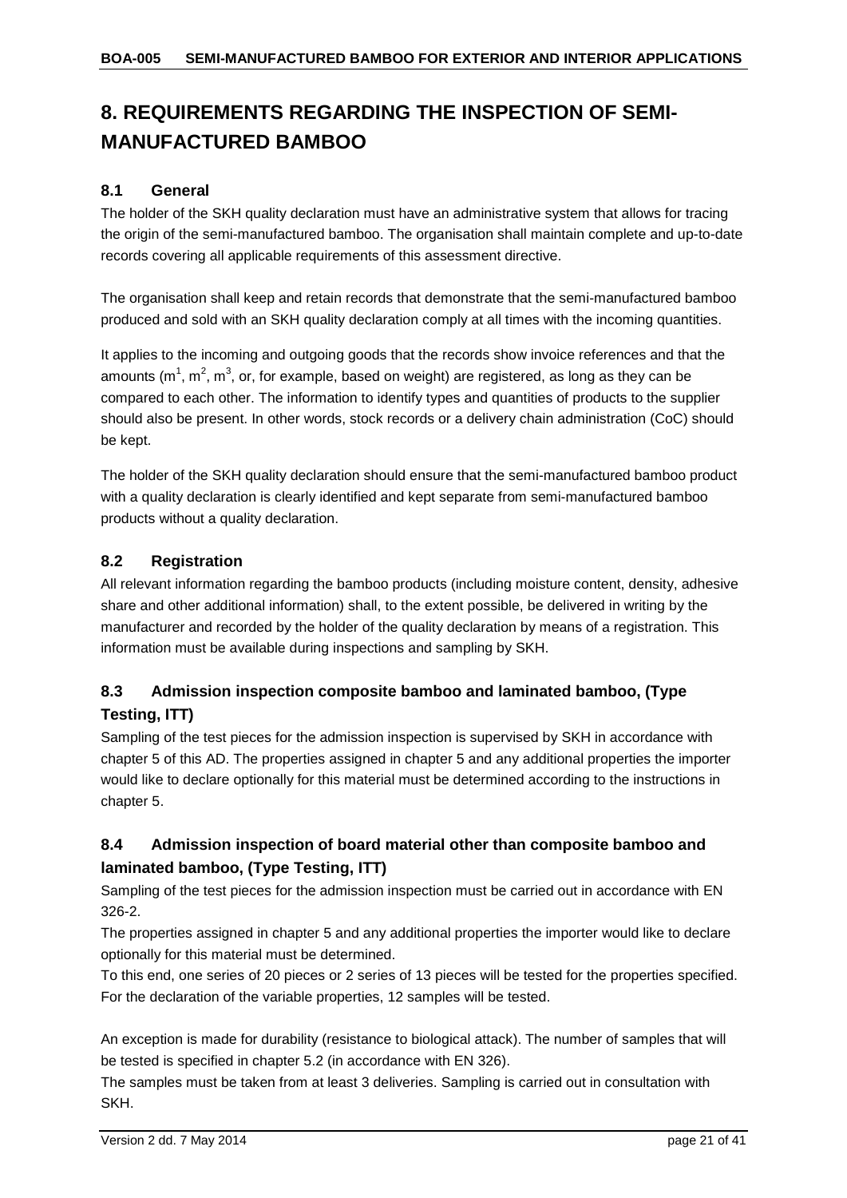# 8. REQUIREMENTS REGARDING THE INSPECTION OF SEMI-MANUFACTURED BAMBOO

## 8.1 General

The holder of the SKH quality declaration must have an administrative system that allows for tracing the origin of the semi-manufactured bamboo. The organisation shall maintain complete and up-to-date records covering all applicable requirements of this assessment directive.

The organisation shall keep and retain records that demonstrate that the semi-manufactured bamboo produced and sold with an SKH quality declaration comply at all times with the incoming quantities.

It applies to the incoming and outgoing goods that the records show invoice references and that the amounts ($m^1$, $m^2$, $m^3$, or, for example, based on weight) are registered, as long as they can be compared to each other. The information to identify types and quantities of products to the supplier should also be present. In other words, stock records or a delivery chain administration (CoC) should be kept.

The holder of the SKH quality declaration should ensure that the semi-manufactured bamboo product with a quality declaration is clearly identified and kept separate from semi-manufactured bamboo products without a quality declaration.

## 8.2 Registration

All relevant information regarding the bamboo products (including moisture content, density, adhesive share and other additional information) shall, to the extent possible, be delivered in writing by the manufacturer and recorded by the holder of the quality declaration by means of a registration. This information must be available during inspections and sampling by SKH.

## 8.3 Admission inspection composite bamboo and laminated bamboo, (Type Testing, ITT)

Sampling of the test pieces for the admission inspection is supervised by SKH in accordance with chapter 5 of this AD. The properties assigned in chapter 5 and any additional properties the importer would like to declare optionally for this material must be determined according to the instructions in chapter 5.

## 8.4 Admission inspection of board material other than composite bamboo and laminated bamboo, (Type Testing, ITT)

Sampling of the test pieces for the admission inspection must be carried out in accordance with EN 326-2.

The properties assigned in chapter 5 and any additional properties the importer would like to declare optionally for this material must be determined.

To this end, one series of 20 pieces or 2 series of 13 pieces will be tested for the properties specified. For the declaration of the variable properties, 12 samples will be tested.

An exception is made for durability (resistance to biological attack). The number of samples that will be tested is specified in chapter 5.2 (in accordance with EN 326).

The samples must be taken from at least 3 deliveries. Sampling is carried out in consultation with SKH.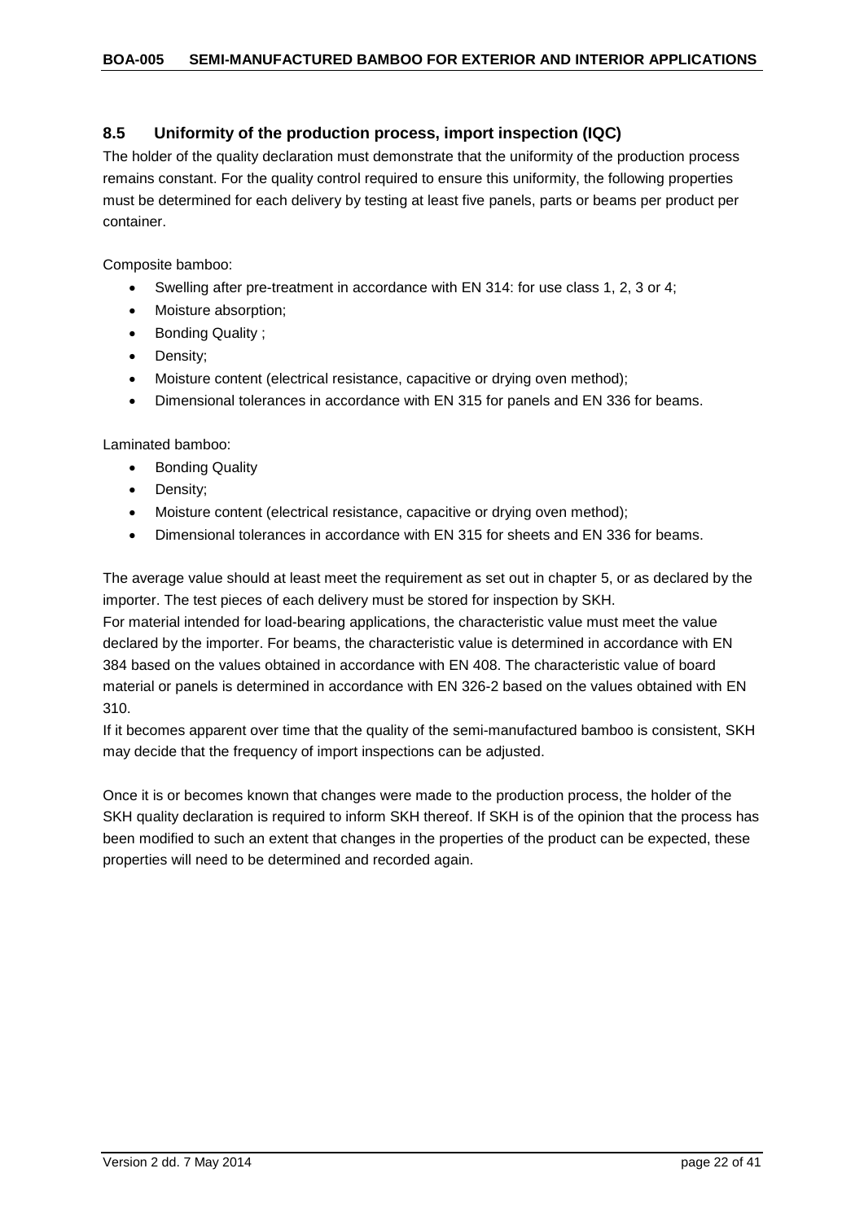## 8.5 Uniformity of the production process, import inspection (IQC)

The holder of the quality declaration must demonstrate that the uniformity of the production process remains constant. For the quality control required to ensure this uniformity, the following properties must be determined for each delivery by testing at least five panels, parts or beams per product per container.

Composite bamboo:

- Swelling after pre-treatment in accordance with EN 314: for use class 1, 2, 3 or 4;
- Moisture absorption;
- Bonding Quality ;
- Density;
- Moisture content (electrical resistance, capacitive or drying oven method);
- Dimensional tolerances in accordance with EN 315 for panels and EN 336 for beams.

Laminated bamboo:

- Bonding Quality
- Density;
- Moisture content (electrical resistance, capacitive or drying oven method);
- Dimensional tolerances in accordance with EN 315 for sheets and EN 336 for beams.

The average value should at least meet the requirement as set out in chapter 5, or as declared by the importer. The test pieces of each delivery must be stored for inspection by SKH.
For material intended for load-bearing applications, the characteristic value must meet the value declared by the importer. For beams, the characteristic value is determined in accordance with EN 384 based on the values obtained in accordance with EN 408. The characteristic value of board material or panels is determined in accordance with EN 326-2 based on the values obtained with EN 310.
If it becomes apparent over time that the quality of the semi-manufactured bamboo is consistent, SKH may decide that the frequency of import inspections can be adjusted.

Once it is or becomes known that changes were made to the production process, the holder of the SKH quality declaration is required to inform SKH thereof. If SKH is of the opinion that the process has been modified to such an extent that changes in the properties of the product can be expected, these properties will need to be determined and recorded again.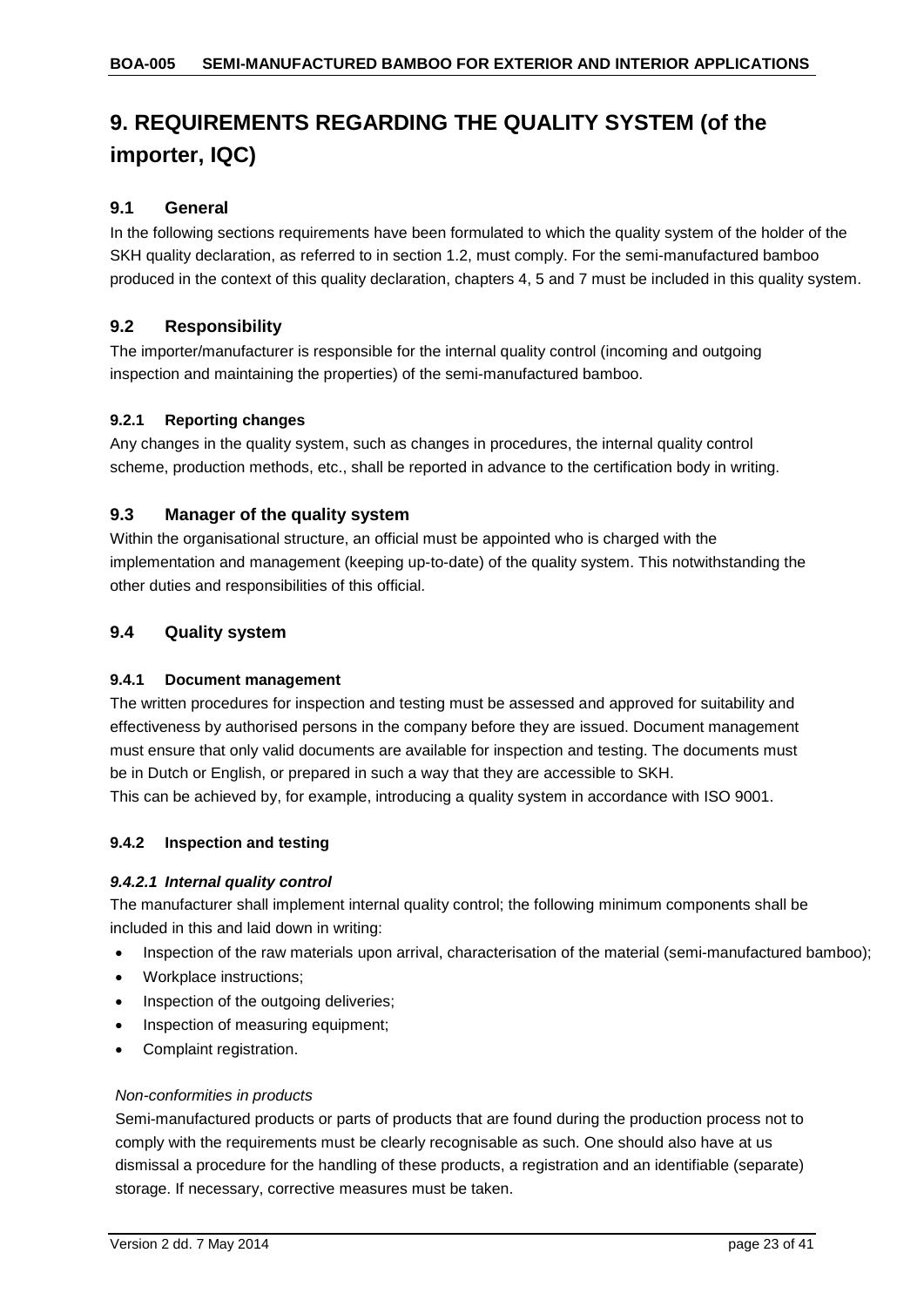# 9. REQUIREMENTS REGARDING THE QUALITY SYSTEM (of the importer, IQC)

## 9.1 General

In the following sections requirements have been formulated to which the quality system of the holder of the SKH quality declaration, as referred to in section 1.2, must comply. For the semi-manufactured bamboo produced in the context of this quality declaration, chapters 4, 5 and 7 must be included in this quality system.

## 9.2 Responsibility

The importer/manufacturer is responsible for the internal quality control (incoming and outgoing inspection and maintaining the properties) of the semi-manufactured bamboo.

### 9.2.1 Reporting changes

Any changes in the quality system, such as changes in procedures, the internal quality control scheme, production methods, etc., shall be reported in advance to the certification body in writing.

## 9.3 Manager of the quality system

Within the organisational structure, an official must be appointed who is charged with the implementation and management (keeping up-to-date) of the quality system. This notwithstanding the other duties and responsibilities of this official.

## 9.4 Quality system

### 9.4.1 Document management

The written procedures for inspection and testing must be assessed and approved for suitability and effectiveness by authorised persons in the company before they are issued. Document management must ensure that only valid documents are available for inspection and testing. The documents must be in Dutch or English, or prepared in such a way that they are accessible to SKH.
This can be achieved by, for example, introducing a quality system in accordance with ISO 9001.

### 9.4.2 Inspection and testing

#### *9.4.2.1 Internal quality control*

The manufacturer shall implement internal quality control; the following minimum components shall be included in this and laid down in writing:

- Inspection of the raw materials upon arrival, characterisation of the material (semi-manufactured bamboo);
- Workplace instructions;
- Inspection of the outgoing deliveries;
- Inspection of measuring equipment;
- Complaint registration.

*Non-conformities in products*

Semi-manufactured products or parts of products that are found during the production process not to comply with the requirements must be clearly recognisable as such. One should also have at us dismissal a procedure for the handling of these products, a registration and an identifiable (separate) storage. If necessary, corrective measures must be taken.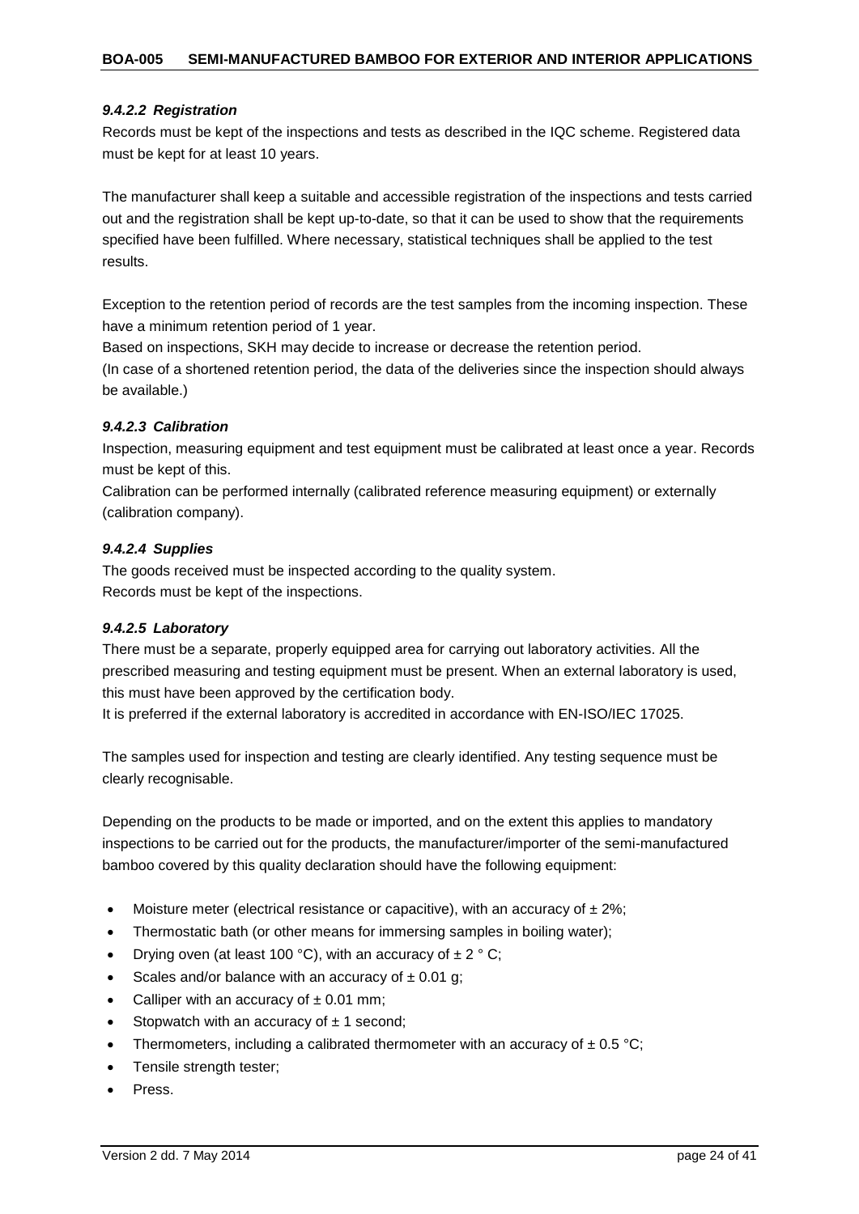#### *9.4.2.2 Registration*

Records must be kept of the inspections and tests as described in the IQC scheme. Registered data must be kept for at least 10 years.

The manufacturer shall keep a suitable and accessible registration of the inspections and tests carried out and the registration shall be kept up-to-date, so that it can be used to show that the requirements specified have been fulfilled. Where necessary, statistical techniques shall be applied to the test results.

Exception to the retention period of records are the test samples from the incoming inspection. These have a minimum retention period of 1 year.

Based on inspections, SKH may decide to increase or decrease the retention period.

(In case of a shortened retention period, the data of the deliveries since the inspection should always be available.)

#### *9.4.2.3 Calibration*

Inspection, measuring equipment and test equipment must be calibrated at least once a year. Records must be kept of this.

Calibration can be performed internally (calibrated reference measuring equipment) or externally (calibration company).

#### *9.4.2.4 Supplies*

The goods received must be inspected according to the quality system.

Records must be kept of the inspections.

#### *9.4.2.5 Laboratory*

There must be a separate, properly equipped area for carrying out laboratory activities. All the prescribed measuring and testing equipment must be present. When an external laboratory is used, this must have been approved by the certification body.

It is preferred if the external laboratory is accredited in accordance with EN-ISO/IEC 17025.

The samples used for inspection and testing are clearly identified. Any testing sequence must be clearly recognisable.

Depending on the products to be made or imported, and on the extent this applies to mandatory inspections to be carried out for the products, the manufacturer/importer of the semi-manufactured bamboo covered by this quality declaration should have the following equipment:

- Moisture meter (electrical resistance or capacitive), with an accuracy of ± 2%;
- Thermostatic bath (or other means for immersing samples in boiling water);
- Drying oven (at least 100 °C), with an accuracy of ± 2 ° C;
- Scales and/or balance with an accuracy of ± 0.01 g;
- Calliper with an accuracy of ± 0.01 mm;
- Stopwatch with an accuracy of ± 1 second;
- Thermometers, including a calibrated thermometer with an accuracy of ± 0.5 °C;
- Tensile strength tester;
- Press.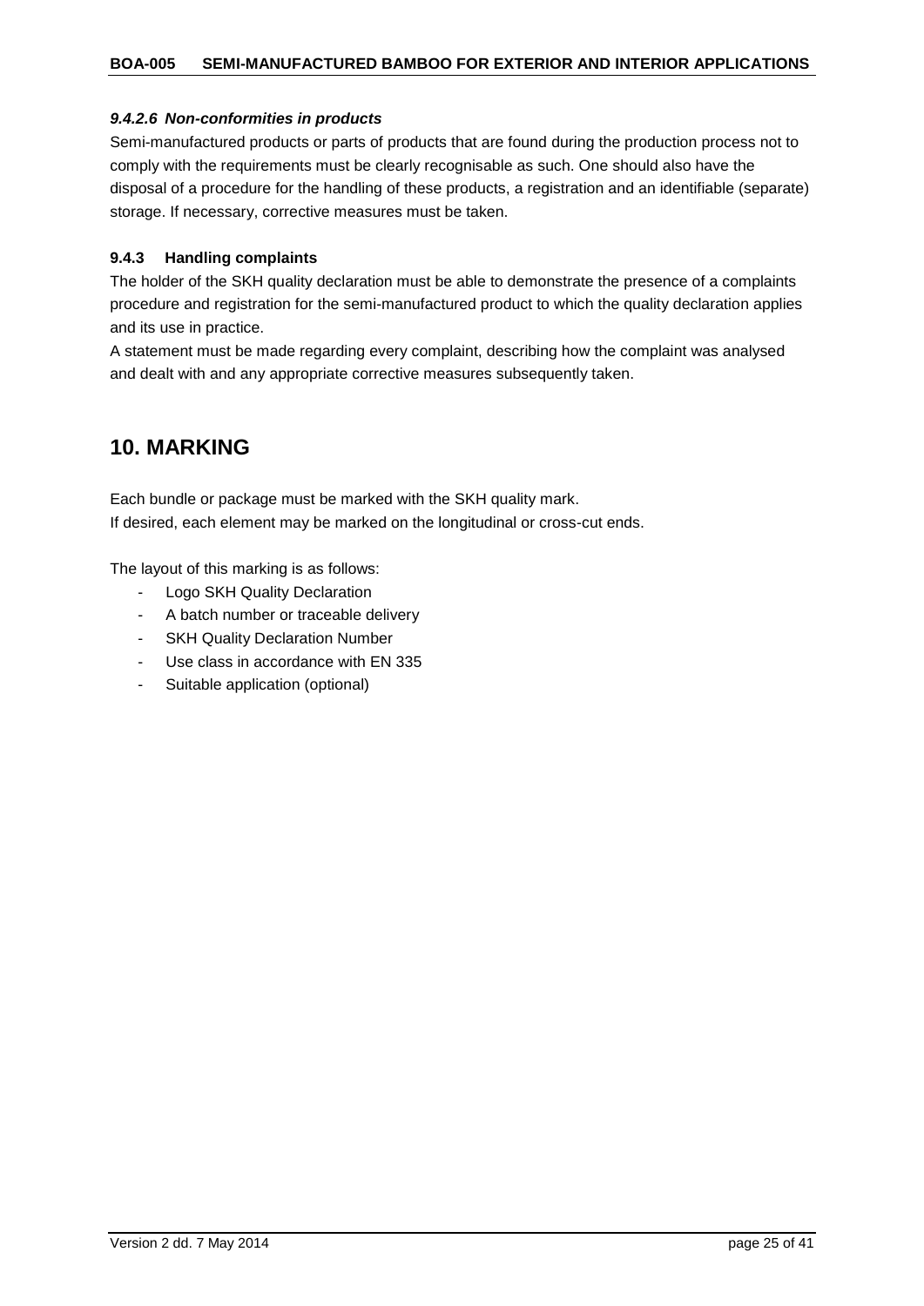#### *9.4.2.6 Non-conformities in products*

Semi-manufactured products or parts of products that are found during the production process not to comply with the requirements must be clearly recognisable as such. One should also have the disposal of a procedure for the handling of these products, a registration and an identifiable (separate) storage. If necessary, corrective measures must be taken.

### 9.4.3 Handling complaints

The holder of the SKH quality declaration must be able to demonstrate the presence of a complaints procedure and registration for the semi-manufactured product to which the quality declaration applies and its use in practice.
A statement must be made regarding every complaint, describing how the complaint was analysed and dealt with and any appropriate corrective measures subsequently taken.

## 10. MARKING

Each bundle or package must be marked with the SKH quality mark.
If desired, each element may be marked on the longitudinal or cross-cut ends.

The layout of this marking is as follows:

- Logo SKH Quality Declaration
- A batch number or traceable delivery
- SKH Quality Declaration Number
- Use class in accordance with EN 335
- Suitable application (optional)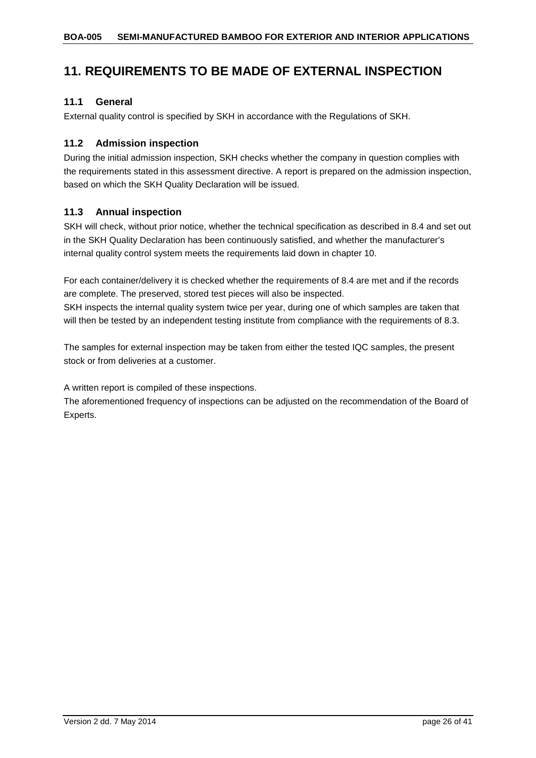# 11. REQUIREMENTS TO BE MADE OF EXTERNAL INSPECTION

## 11.1 General

External quality control is specified by SKH in accordance with the Regulations of SKH.

## 11.2 Admission inspection

During the initial admission inspection, SKH checks whether the company in question complies with the requirements stated in this assessment directive. A report is prepared on the admission inspection, based on which the SKH Quality Declaration will be issued.

## 11.3 Annual inspection

SKH will check, without prior notice, whether the technical specification as described in 8.4 and set out in the SKH Quality Declaration has been continuously satisfied, and whether the manufacturer's internal quality control system meets the requirements laid down in chapter 10.

For each container/delivery it is checked whether the requirements of 8.4 are met and if the records are complete. The preserved, stored test pieces will also be inspected.
SKH inspects the internal quality system twice per year, during one of which samples are taken that will then be tested by an independent testing institute from compliance with the requirements of 8.3.

The samples for external inspection may be taken from either the tested IQC samples, the present stock or from deliveries at a customer.

A written report is compiled of these inspections.
The aforementioned frequency of inspections can be adjusted on the recommendation of the Board of Experts.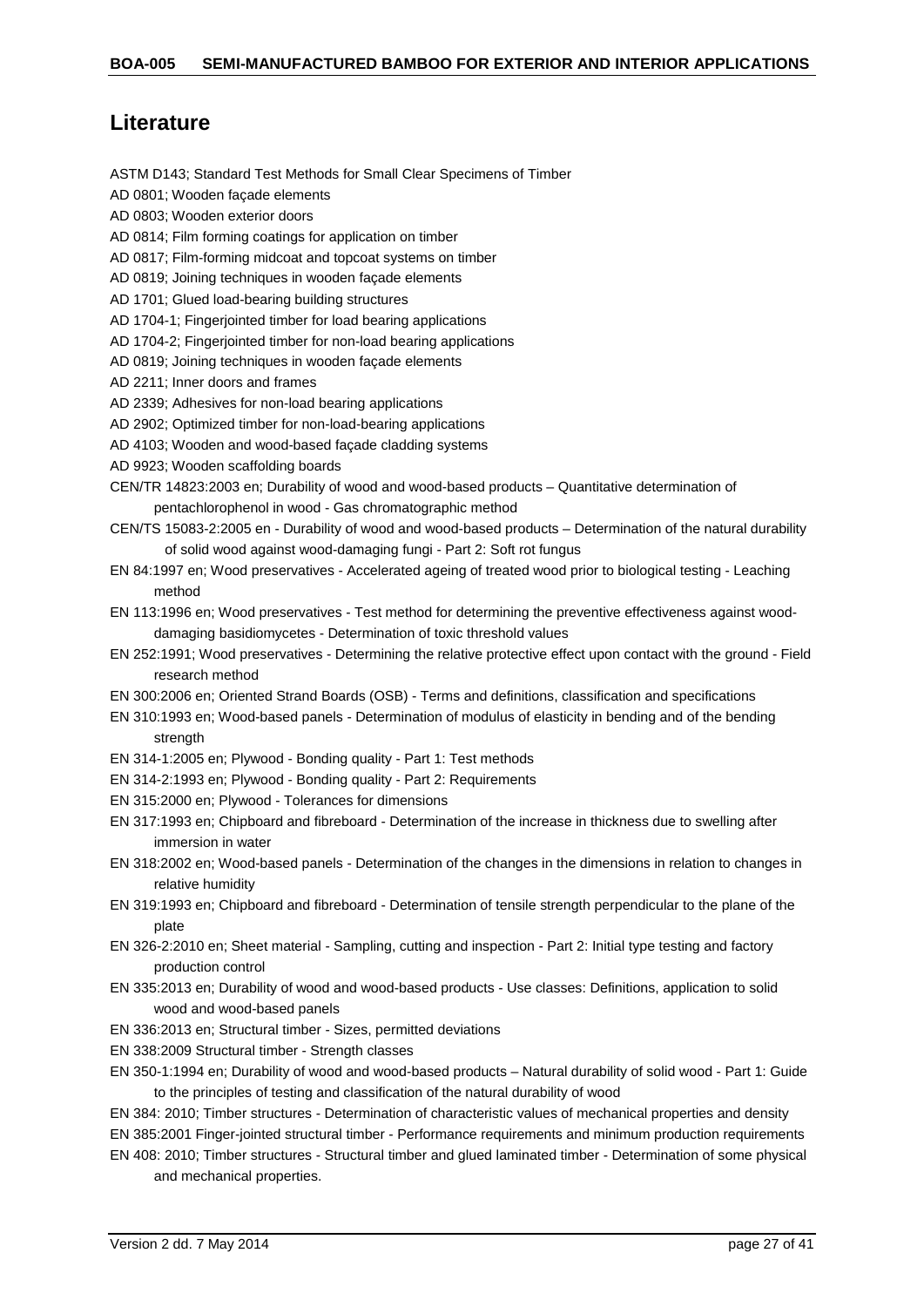# Literature

ASTM D143; Standard Test Methods for Small Clear Specimens of Timber

AD 0801; Wooden façade elements

AD 0803; Wooden exterior doors

AD 0814; Film forming coatings for application on timber

AD 0817; Film-forming midcoat and topcoat systems on timber

AD 0819; Joining techniques in wooden façade elements

AD 1701; Glued load-bearing building structures

AD 1704-1; Fingerjointed timber for load bearing applications

AD 1704-2; Fingerjointed timber for non-load bearing applications

AD 0819; Joining techniques in wooden façade elements

AD 2211; Inner doors and frames

AD 2339; Adhesives for non-load bearing applications

AD 2902; Optimized timber for non-load-bearing applications

AD 4103; Wooden and wood-based façade cladding systems

AD 9923; Wooden scaffolding boards

CEN/TR 14823:2003 en; Durability of wood and wood-based products – Quantitative determination of pentachlorophenol in wood - Gas chromatographic method

CEN/TS 15083-2:2005 en - Durability of wood and wood-based products – Determination of the natural durability of solid wood against wood-damaging fungi - Part 2: Soft rot fungus

EN 84:1997 en; Wood preservatives - Accelerated ageing of treated wood prior to biological testing - Leaching method

EN 113:1996 en; Wood preservatives - Test method for determining the preventive effectiveness against wood-damaging basidiomycetes - Determination of toxic threshold values

EN 252:1991; Wood preservatives - Determining the relative protective effect upon contact with the ground - Field research method

EN 300:2006 en; Oriented Strand Boards (OSB) - Terms and definitions, classification and specifications

EN 310:1993 en; Wood-based panels - Determination of modulus of elasticity in bending and of the bending strength

EN 314-1:2005 en; Plywood - Bonding quality - Part 1: Test methods

EN 314-2:1993 en; Plywood - Bonding quality - Part 2: Requirements

EN 315:2000 en; Plywood - Tolerances for dimensions

EN 317:1993 en; Chipboard and fibreboard - Determination of the increase in thickness due to swelling after immersion in water

EN 318:2002 en; Wood-based panels - Determination of the changes in the dimensions in relation to changes in relative humidity

EN 319:1993 en; Chipboard and fibreboard - Determination of tensile strength perpendicular to the plane of the plate

EN 326-2:2010 en; Sheet material - Sampling, cutting and inspection - Part 2: Initial type testing and factory production control

EN 335:2013 en; Durability of wood and wood-based products - Use classes: Definitions, application to solid wood and wood-based panels

EN 336:2013 en; Structural timber - Sizes, permitted deviations

EN 338:2009 Structural timber - Strength classes

EN 350-1:1994 en; Durability of wood and wood-based products – Natural durability of solid wood - Part 1: Guide to the principles of testing and classification of the natural durability of wood

EN 384: 2010; Timber structures - Determination of characteristic values of mechanical properties and density

EN 385:2001 Finger-jointed structural timber - Performance requirements and minimum production requirements

EN 408: 2010; Timber structures - Structural timber and glued laminated timber - Determination of some physical and mechanical properties.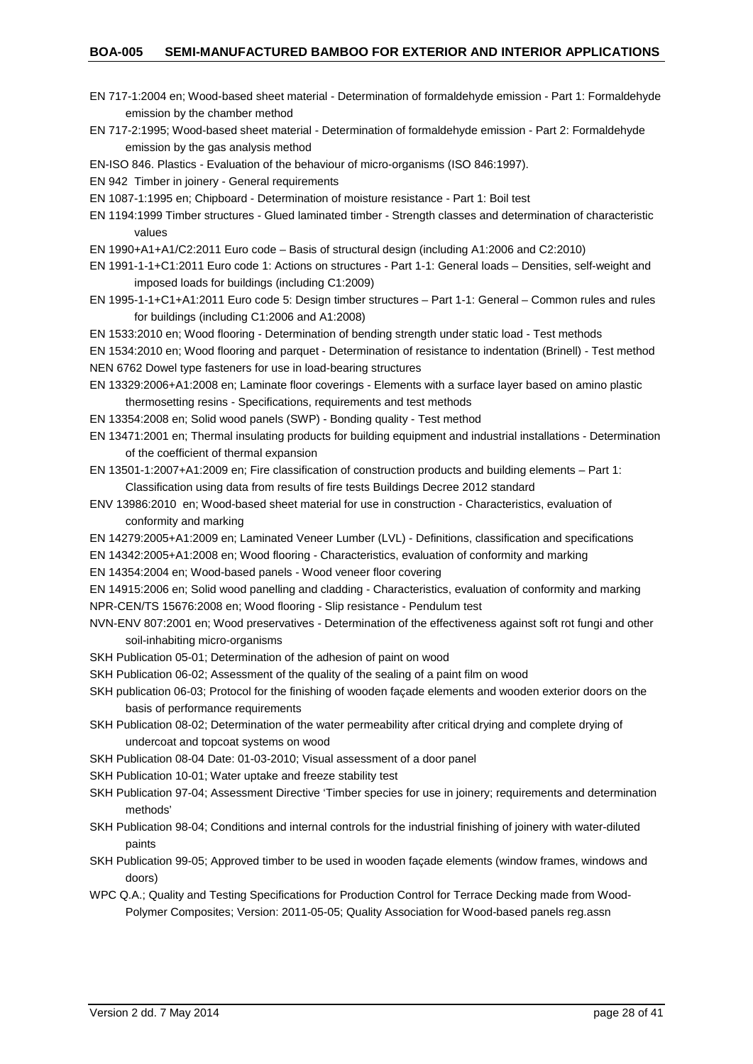EN 717-1:2004 en; Wood-based sheet material - Determination of formaldehyde emission - Part 1: Formaldehyde emission by the chamber method

EN 717-2:1995; Wood-based sheet material - Determination of formaldehyde emission - Part 2: Formaldehyde emission by the gas analysis method

EN-ISO 846. Plastics - Evaluation of the behaviour of micro-organisms (ISO 846:1997).

EN 942 Timber in joinery - General requirements

EN 1087-1:1995 en; Chipboard - Determination of moisture resistance - Part 1: Boil test

EN 1194:1999 Timber structures - Glued laminated timber - Strength classes and determination of characteristic values

EN 1990+A1+A1/C2:2011 Euro code – Basis of structural design (including A1:2006 and C2:2010)

EN 1991-1-1+C1:2011 Euro code 1: Actions on structures - Part 1-1: General loads – Densities, self-weight and imposed loads for buildings (including C1:2009)

EN 1995-1-1+C1+A1:2011 Euro code 5: Design timber structures – Part 1-1: General – Common rules and rules for buildings (including C1:2006 and A1:2008)

EN 1533:2010 en; Wood flooring - Determination of bending strength under static load - Test methods

EN 1534:2010 en; Wood flooring and parquet - Determination of resistance to indentation (Brinell) - Test method

NEN 6762 Dowel type fasteners for use in load-bearing structures

EN 13329:2006+A1:2008 en; Laminate floor coverings - Elements with a surface layer based on amino plastic thermosetting resins - Specifications, requirements and test methods

EN 13354:2008 en; Solid wood panels (SWP) - Bonding quality - Test method

EN 13471:2001 en; Thermal insulating products for building equipment and industrial installations - Determination of the coefficient of thermal expansion

EN 13501-1:2007+A1:2009 en; Fire classification of construction products and building elements – Part 1: Classification using data from results of fire tests Buildings Decree 2012 standard

ENV 13986:2010 en; Wood-based sheet material for use in construction - Characteristics, evaluation of conformity and marking

EN 14279:2005+A1:2009 en; Laminated Veneer Lumber (LVL) - Definitions, classification and specifications

EN 14342:2005+A1:2008 en; Wood flooring - Characteristics, evaluation of conformity and marking

EN 14354:2004 en; Wood-based panels - Wood veneer floor covering

EN 14915:2006 en; Solid wood panelling and cladding - Characteristics, evaluation of conformity and marking

NPR-CEN/TS 15676:2008 en; Wood flooring - Slip resistance - Pendulum test

NVN-ENV 807:2001 en; Wood preservatives - Determination of the effectiveness against soft rot fungi and other soil-inhabiting micro-organisms

SKH Publication 05-01; Determination of the adhesion of paint on wood

SKH Publication 06-02; Assessment of the quality of the sealing of a paint film on wood

SKH publication 06-03; Protocol for the finishing of wooden façade elements and wooden exterior doors on the basis of performance requirements

SKH Publication 08-02; Determination of the water permeability after critical drying and complete drying of undercoat and topcoat systems on wood

SKH Publication 08-04 Date: 01-03-2010; Visual assessment of a door panel

SKH Publication 10-01; Water uptake and freeze stability test

SKH Publication 97-04; Assessment Directive 'Timber species for use in joinery; requirements and determination methods'

SKH Publication 98-04; Conditions and internal controls for the industrial finishing of joinery with water-diluted paints

SKH Publication 99-05; Approved timber to be used in wooden façade elements (window frames, windows and doors)

WPC Q.A.; Quality and Testing Specifications for Production Control for Terrace Decking made from Wood-Polymer Composites; Version: 2011-05-05; Quality Association for Wood-based panels reg.assn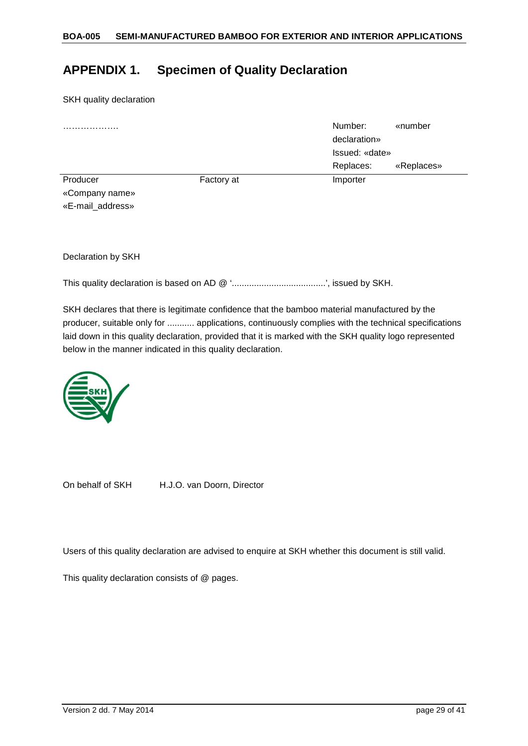# APPENDIX 1. Specimen of Quality Declaration

SKH quality declaration

| ………………. | | Number: «number declaration» |
|---|---|---|
| | | Issued: «date» |
| | | Replaces: «Replaces» |

| Producer | Factory at | Importer |
|---|---|---|
| «Company name» | | |
| «E-mail_address» | | |

Declaration by SKH

This quality declaration is based on AD @ '.....................................', issued by SKH.

SKH declares that there is legitimate confidence that the bamboo material manufactured by the producer, suitable only for ........... applications, continuously complies with the technical specifications laid down in this quality declaration, provided that it is marked with the SKH quality logo represented below in the manner indicated in this quality declaration.

On behalf of SKH    H.J.O. van Doorn, Director

Users of this quality declaration are advised to enquire at SKH whether this document is still valid.

This quality declaration consists of @ pages.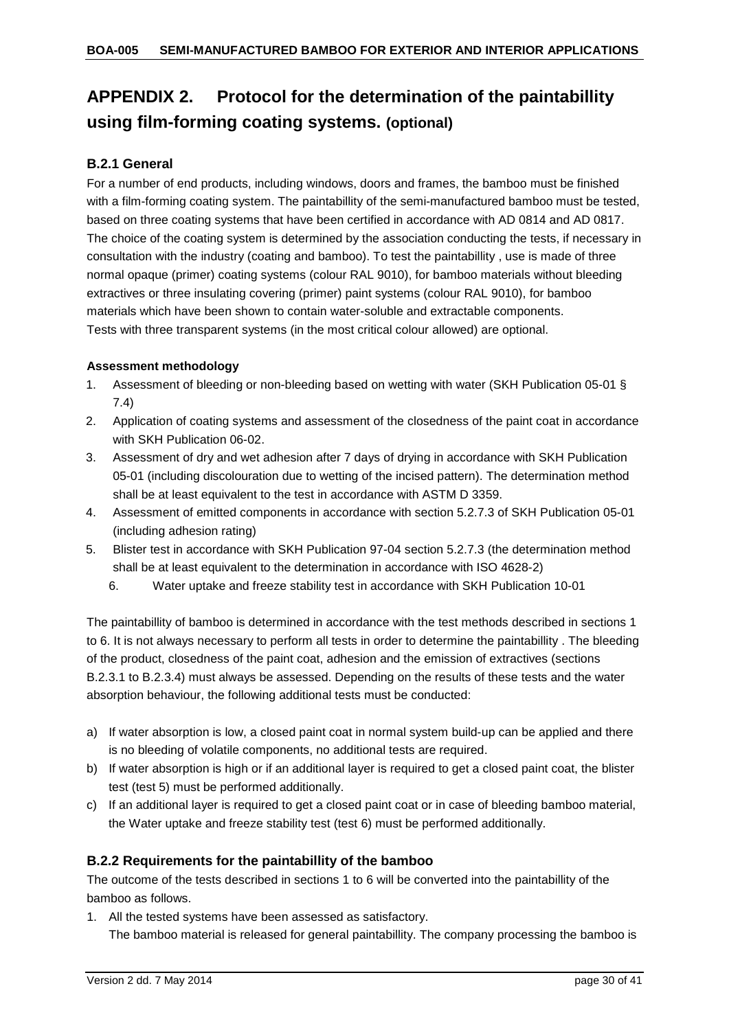# APPENDIX 2. Protocol for the determination of the paintabillity using film-forming coating systems. (optional)

## B.2.1 General

For a number of end products, including windows, doors and frames, the bamboo must be finished with a film-forming coating system. The paintabillity of the semi-manufactured bamboo must be tested, based on three coating systems that have been certified in accordance with AD 0814 and AD 0817. The choice of the coating system is determined by the association conducting the tests, if necessary in consultation with the industry (coating and bamboo). To test the paintabillity , use is made of three normal opaque (primer) coating systems (colour RAL 9010), for bamboo materials without bleeding extractives or three insulating covering (primer) paint systems (colour RAL 9010), for bamboo materials which have been shown to contain water-soluble and extractable components.
Tests with three transparent systems (in the most critical colour allowed) are optional.

**Assessment methodology**

1. Assessment of bleeding or non-bleeding based on wetting with water (SKH Publication 05-01 § 7.4)
2. Application of coating systems and assessment of the closedness of the paint coat in accordance with SKH Publication 06-02.
3. Assessment of dry and wet adhesion after 7 days of drying in accordance with SKH Publication 05-01 (including discolouration due to wetting of the incised pattern). The determination method shall be at least equivalent to the test in accordance with ASTM D 3359.
4. Assessment of emitted components in accordance with section 5.2.7.3 of SKH Publication 05-01 (including adhesion rating)
5. Blister test in accordance with SKH Publication 97-04 section 5.2.7.3 (the determination method shall be at least equivalent to the determination in accordance with ISO 4628-2)
6. Water uptake and freeze stability test in accordance with SKH Publication 10-01

The paintabillity of bamboo is determined in accordance with the test methods described in sections 1 to 6. It is not always necessary to perform all tests in order to determine the paintabillity . The bleeding of the product, closedness of the paint coat, adhesion and the emission of extractives (sections B.2.3.1 to B.2.3.4) must always be assessed. Depending on the results of these tests and the water absorption behaviour, the following additional tests must be conducted:

a) If water absorption is low, a closed paint coat in normal system build-up can be applied and there is no bleeding of volatile components, no additional tests are required.
b) If water absorption is high or if an additional layer is required to get a closed paint coat, the blister test (test 5) must be performed additionally.
c) If an additional layer is required to get a closed paint coat or in case of bleeding bamboo material, the Water uptake and freeze stability test (test 6) must be performed additionally.

## B.2.2 Requirements for the paintabillity of the bamboo

The outcome of the tests described in sections 1 to 6 will be converted into the paintabillity of the bamboo as follows.

1. All the tested systems have been assessed as satisfactory.
   The bamboo material is released for general paintabillity. The company processing the bamboo is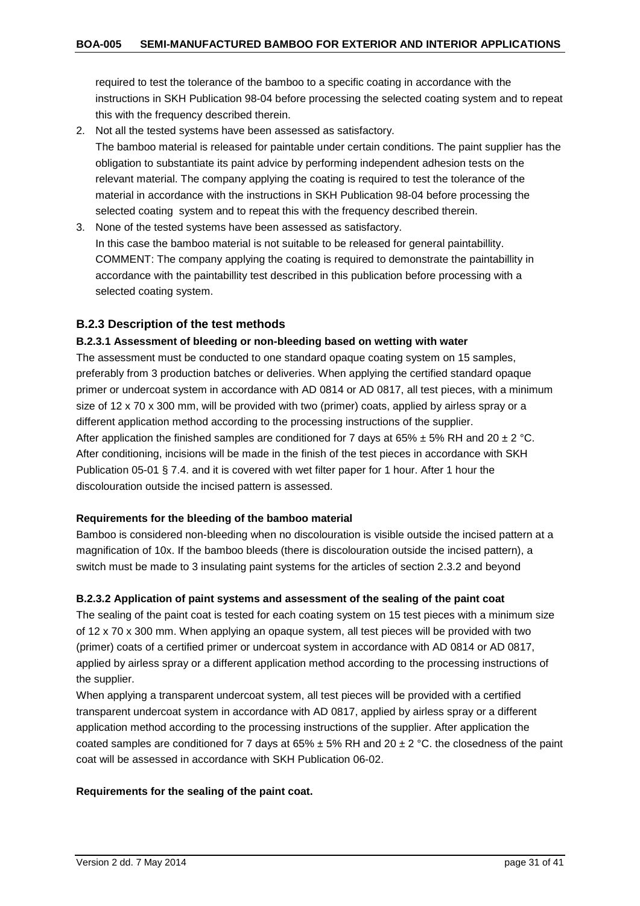required to test the tolerance of the bamboo to a specific coating in accordance with the instructions in SKH Publication 98-04 before processing the selected coating system and to repeat this with the frequency described therein.

2. Not all the tested systems have been assessed as satisfactory.
   The bamboo material is released for paintable under certain conditions. The paint supplier has the obligation to substantiate its paint advice by performing independent adhesion tests on the relevant material. The company applying the coating is required to test the tolerance of the material in accordance with the instructions in SKH Publication 98-04 before processing the selected coating system and to repeat this with the frequency described therein.
3. None of the tested systems have been assessed as satisfactory.
   In this case the bamboo material is not suitable to be released for general paintabillity.
   COMMENT: The company applying the coating is required to demonstrate the paintabillity in accordance with the paintabillity test described in this publication before processing with a selected coating system.

### B.2.3 Description of the test methods

#### B.2.3.1 Assessment of bleeding or non-bleeding based on wetting with water

The assessment must be conducted to one standard opaque coating system on 15 samples, preferably from 3 production batches or deliveries. When applying the certified standard opaque primer or undercoat system in accordance with AD 0814 or AD 0817, all test pieces, with a minimum size of 12 x 70 x 300 mm, will be provided with two (primer) coats, applied by airless spray or a different application method according to the processing instructions of the supplier.
After application the finished samples are conditioned for 7 days at 65% ± 5% RH and 20 ± 2 °C.
After conditioning, incisions will be made in the finish of the test pieces in accordance with SKH Publication 05-01 § 7.4. and it is covered with wet filter paper for 1 hour. After 1 hour the discolouration outside the incised pattern is assessed.

**Requirements for the bleeding of the bamboo material**

Bamboo is considered non-bleeding when no discolouration is visible outside the incised pattern at a magnification of 10x. If the bamboo bleeds (there is discolouration outside the incised pattern), a switch must be made to 3 insulating paint systems for the articles of section 2.3.2 and beyond

#### B.2.3.2 Application of paint systems and assessment of the sealing of the paint coat

The sealing of the paint coat is tested for each coating system on 15 test pieces with a minimum size of 12 x 70 x 300 mm. When applying an opaque system, all test pieces will be provided with two (primer) coats of a certified primer or undercoat system in accordance with AD 0814 or AD 0817, applied by airless spray or a different application method according to the processing instructions of the supplier.
When applying a transparent undercoat system, all test pieces will be provided with a certified transparent undercoat system in accordance with AD 0817, applied by airless spray or a different application method according to the processing instructions of the supplier. After application the coated samples are conditioned for 7 days at 65% ± 5% RH and 20 ± 2 °C. the closedness of the paint coat will be assessed in accordance with SKH Publication 06-02.

**Requirements for the sealing of the paint coat.**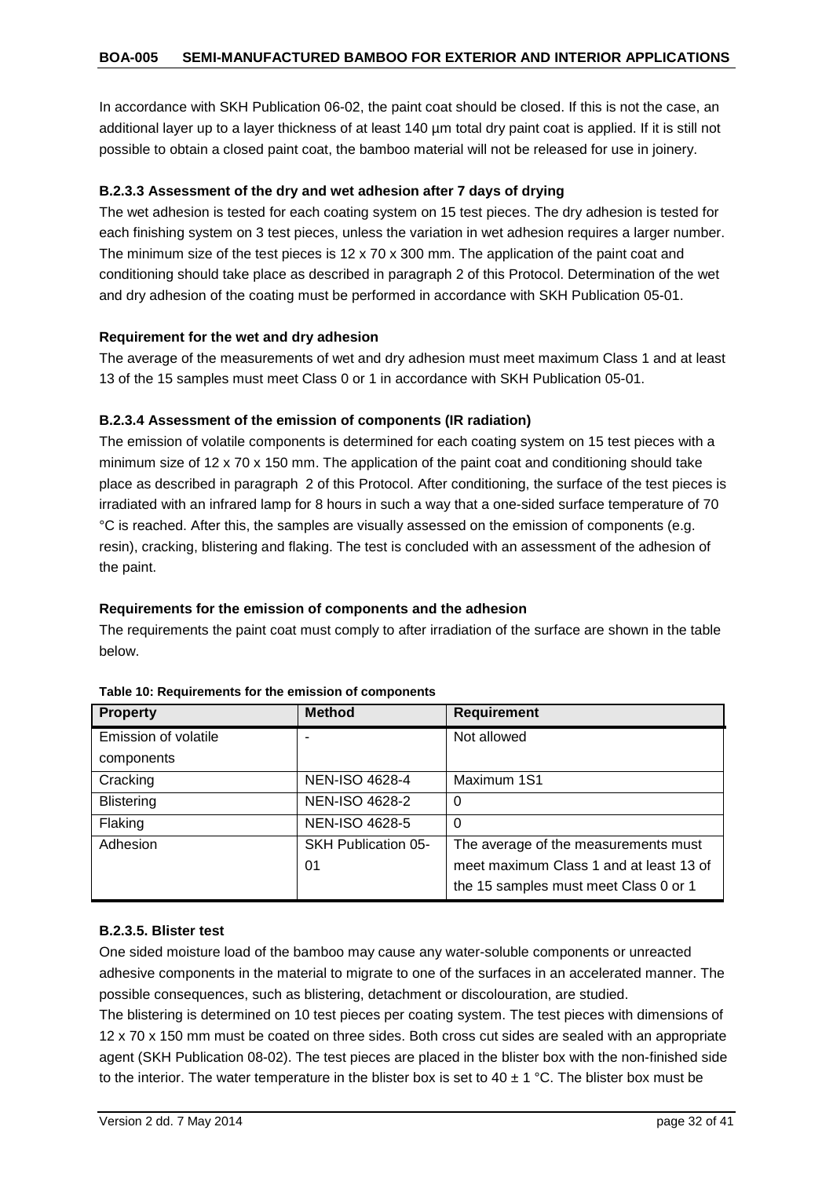In accordance with SKH Publication 06-02, the paint coat should be closed. If this is not the case, an additional layer up to a layer thickness of at least 140 µm total dry paint coat is applied. If it is still not possible to obtain a closed paint coat, the bamboo material will not be released for use in joinery.

**B.2.3.3 Assessment of the dry and wet adhesion after 7 days of drying**

The wet adhesion is tested for each coating system on 15 test pieces. The dry adhesion is tested for each finishing system on 3 test pieces, unless the variation in wet adhesion requires a larger number. The minimum size of the test pieces is 12 x 70 x 300 mm. The application of the paint coat and conditioning should take place as described in paragraph 2 of this Protocol. Determination of the wet and dry adhesion of the coating must be performed in accordance with SKH Publication 05-01.

**Requirement for the wet and dry adhesion**

The average of the measurements of wet and dry adhesion must meet maximum Class 1 and at least 13 of the 15 samples must meet Class 0 or 1 in accordance with SKH Publication 05-01.

**B.2.3.4 Assessment of the emission of components (IR radiation)**

The emission of volatile components is determined for each coating system on 15 test pieces with a minimum size of 12 x 70 x 150 mm. The application of the paint coat and conditioning should take place as described in paragraph 2 of this Protocol. After conditioning, the surface of the test pieces is irradiated with an infrared lamp for 8 hours in such a way that a one-sided surface temperature of 70 °C is reached. After this, the samples are visually assessed on the emission of components (e.g. resin), cracking, blistering and flaking. The test is concluded with an assessment of the adhesion of the paint.

**Requirements for the emission of components and the adhesion**

The requirements the paint coat must comply to after irradiation of the surface are shown in the table below.

**Table 10: Requirements for the emission of components**

| Property | Method | Requirement |
|---|---|---|
| Emission of volatile components | - | Not allowed |
| Cracking | NEN-ISO 4628-4 | Maximum 1S1 |
| Blistering | NEN-ISO 4628-2 | 0 |
| Flaking | NEN-ISO 4628-5 | 0 |
| Adhesion | SKH Publication 05-01 | The average of the measurements must meet maximum Class 1 and at least 13 of the 15 samples must meet Class 0 or 1 |

**B.2.3.5. Blister test**

One sided moisture load of the bamboo may cause any water-soluble components or unreacted adhesive components in the material to migrate to one of the surfaces in an accelerated manner. The possible consequences, such as blistering, detachment or discolouration, are studied.

The blistering is determined on 10 test pieces per coating system. The test pieces with dimensions of 12 x 70 x 150 mm must be coated on three sides. Both cross cut sides are sealed with an appropriate agent (SKH Publication 08-02). The test pieces are placed in the blister box with the non-finished side to the interior. The water temperature in the blister box is set to 40 ± 1 °C. The blister box must be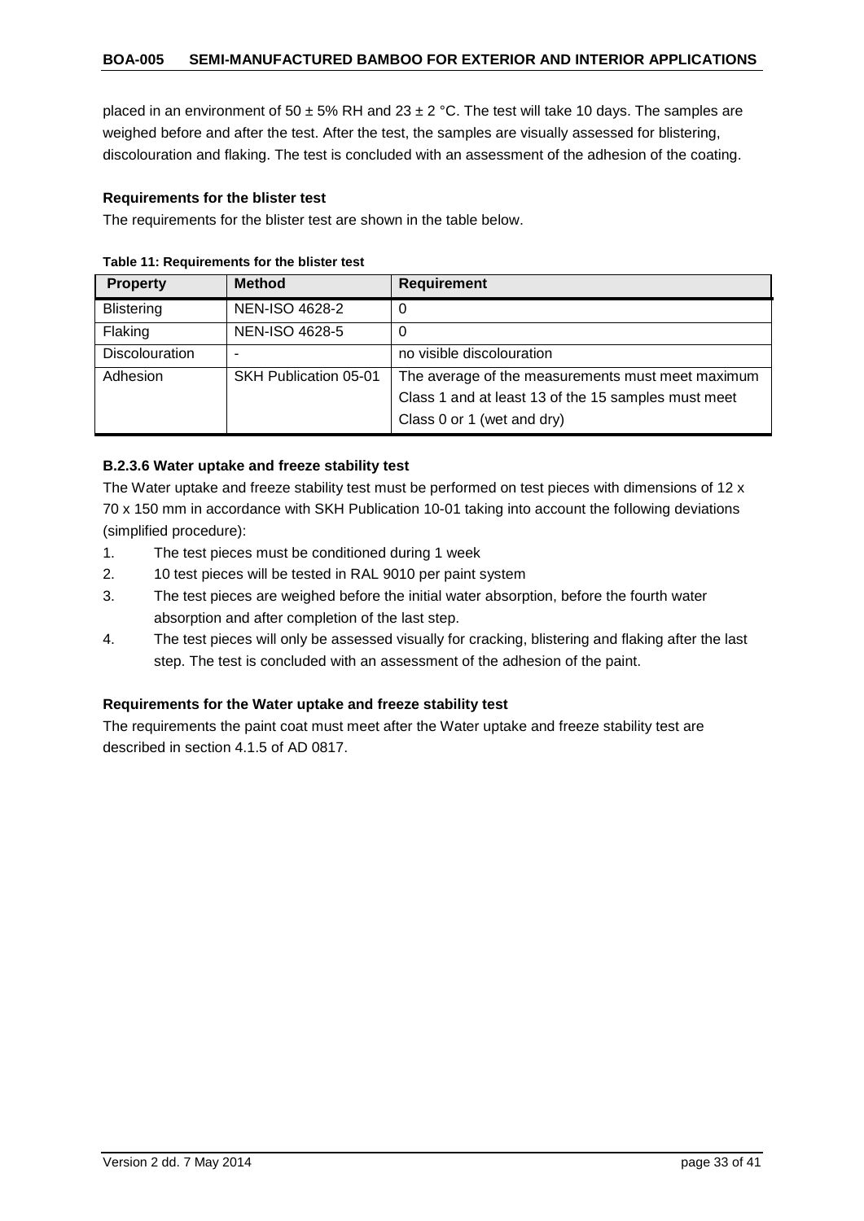placed in an environment of 50 ± 5% RH and 23 ± 2 °C. The test will take 10 days. The samples are weighed before and after the test. After the test, the samples are visually assessed for blistering, discolouration and flaking. The test is concluded with an assessment of the adhesion of the coating.

**Requirements for the blister test**

The requirements for the blister test are shown in the table below.

**Table 11: Requirements for the blister test**

| Property | Method | Requirement |
|---|---|---|
| Blistering | NEN-ISO 4628-2 | 0 |
| Flaking | NEN-ISO 4628-5 | 0 |
| Discolouration | - | no visible discolouration |
| Adhesion | SKH Publication 05-01 | The average of the measurements must meet maximum Class 1 and at least 13 of the 15 samples must meet Class 0 or 1 (wet and dry) |

**B.2.3.6 Water uptake and freeze stability test**

The Water uptake and freeze stability test must be performed on test pieces with dimensions of 12 x 70 x 150 mm in accordance with SKH Publication 10-01 taking into account the following deviations (simplified procedure):

1. The test pieces must be conditioned during 1 week
2. 10 test pieces will be tested in RAL 9010 per paint system
3. The test pieces are weighed before the initial water absorption, before the fourth water absorption and after completion of the last step.
4. The test pieces will only be assessed visually for cracking, blistering and flaking after the last step. The test is concluded with an assessment of the adhesion of the paint.

**Requirements for the Water uptake and freeze stability test**

The requirements the paint coat must meet after the Water uptake and freeze stability test are described in section 4.1.5 of AD 0817.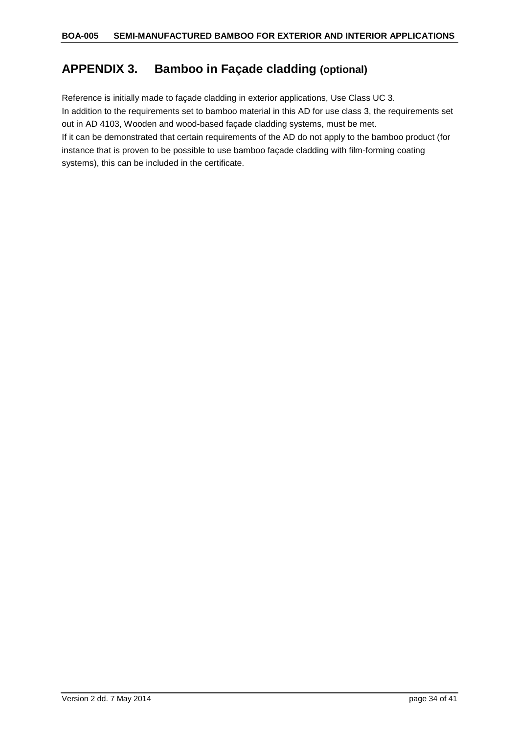# APPENDIX 3. Bamboo in Façade cladding (optional)

Reference is initially made to façade cladding in exterior applications, Use Class UC 3.
In addition to the requirements set to bamboo material in this AD for use class 3, the requirements set out in AD 4103, Wooden and wood-based façade cladding systems, must be met.
If it can be demonstrated that certain requirements of the AD do not apply to the bamboo product (for instance that is proven to be possible to use bamboo façade cladding with film-forming coating systems), this can be included in the certificate.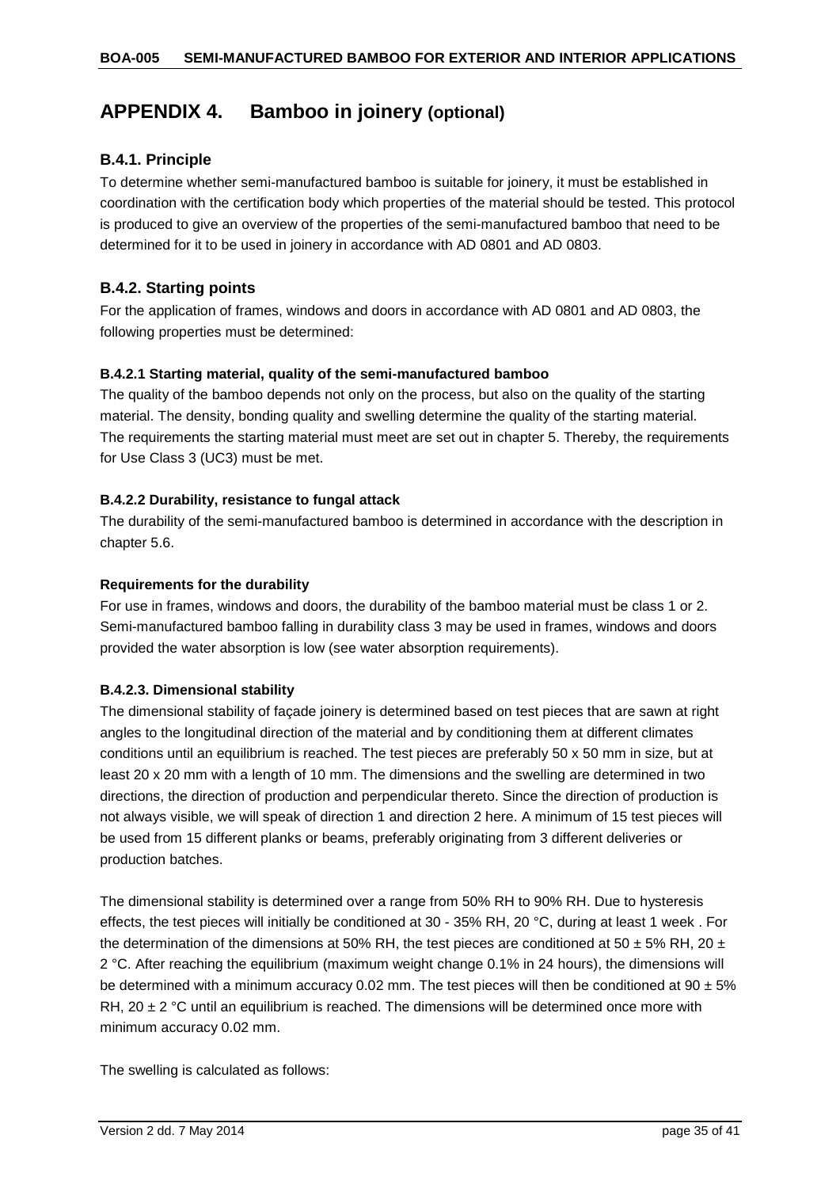# APPENDIX 4. Bamboo in joinery (optional)

## B.4.1. Principle

To determine whether semi-manufactured bamboo is suitable for joinery, it must be established in coordination with the certification body which properties of the material should be tested. This protocol is produced to give an overview of the properties of the semi-manufactured bamboo that need to be determined for it to be used in joinery in accordance with AD 0801 and AD 0803.

## B.4.2. Starting points

For the application of frames, windows and doors in accordance with AD 0801 and AD 0803, the following properties must be determined:

### B.4.2.1 Starting material, quality of the semi-manufactured bamboo

The quality of the bamboo depends not only on the process, but also on the quality of the starting material. The density, bonding quality and swelling determine the quality of the starting material. The requirements the starting material must meet are set out in chapter 5. Thereby, the requirements for Use Class 3 (UC3) must be met.

### B.4.2.2 Durability, resistance to fungal attack

The durability of the semi-manufactured bamboo is determined in accordance with the description in chapter 5.6.

**Requirements for the durability**

For use in frames, windows and doors, the durability of the bamboo material must be class 1 or 2. Semi-manufactured bamboo falling in durability class 3 may be used in frames, windows and doors provided the water absorption is low (see water absorption requirements).

### B.4.2.3. Dimensional stability

The dimensional stability of façade joinery is determined based on test pieces that are sawn at right angles to the longitudinal direction of the material and by conditioning them at different climates conditions until an equilibrium is reached. The test pieces are preferably 50 x 50 mm in size, but at least 20 x 20 mm with a length of 10 mm. The dimensions and the swelling are determined in two directions, the direction of production and perpendicular thereto. Since the direction of production is not always visible, we will speak of direction 1 and direction 2 here. A minimum of 15 test pieces will be used from 15 different planks or beams, preferably originating from 3 different deliveries or production batches.

The dimensional stability is determined over a range from 50% RH to 90% RH. Due to hysteresis effects, the test pieces will initially be conditioned at 30 - 35% RH, 20 °C, during at least 1 week . For the determination of the dimensions at 50% RH, the test pieces are conditioned at 50 ± 5% RH, 20 ± 2 °C. After reaching the equilibrium (maximum weight change 0.1% in 24 hours), the dimensions will be determined with a minimum accuracy 0.02 mm. The test pieces will then be conditioned at 90 ± 5% RH, 20 ± 2 °C until an equilibrium is reached. The dimensions will be determined once more with minimum accuracy 0.02 mm.

The swelling is calculated as follows: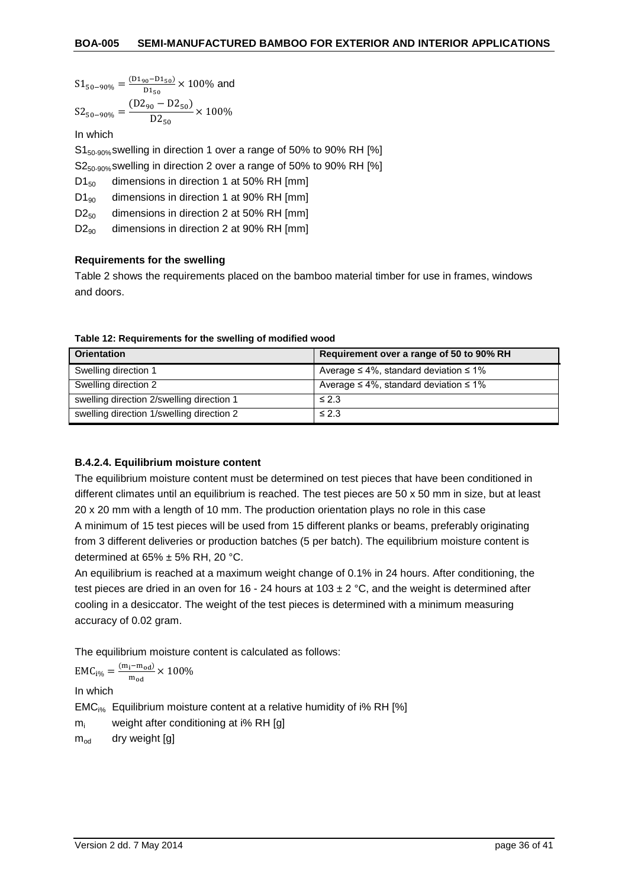$$S1_{50-90\%} = \frac{(D1_{90} - D1_{50})}{D1_{50}} \times 100\%$$ and

$$S2_{50-90\%} = \frac{(D2_{90} - D2_{50})}{D2_{50}} \times 100\%$$

In which

$S1_{50\text{-}90\%}$ swelling in direction 1 over a range of 50% to 90% RH [%]

$S2_{50\text{-}90\%}$ swelling in direction 2 over a range of 50% to 90% RH [%]

$D1_{50}$ dimensions in direction 1 at 50% RH [mm]

$D1_{90}$ dimensions in direction 1 at 90% RH [mm]

$D2_{50}$ dimensions in direction 2 at 50% RH [mm]

$D2_{90}$ dimensions in direction 2 at 90% RH [mm]

**Requirements for the swelling**

Table 2 shows the requirements placed on the bamboo material timber for use in frames, windows and doors.

**Table 12: Requirements for the swelling of modified wood**

| Orientation | Requirement over a range of 50 to 90% RH |
|---|---|
| Swelling direction 1 | Average ≤ 4%, standard deviation ≤ 1% |
| Swelling direction 2 | Average ≤ 4%, standard deviation ≤ 1% |
| swelling direction 2/swelling direction 1 | ≤ 2.3 |
| swelling direction 1/swelling direction 2 | ≤ 2.3 |

#### B.4.2.4. Equilibrium moisture content

The equilibrium moisture content must be determined on test pieces that have been conditioned in different climates until an equilibrium is reached. The test pieces are 50 x 50 mm in size, but at least 20 x 20 mm with a length of 10 mm. The production orientation plays no role in this case

A minimum of 15 test pieces will be used from 15 different planks or beams, preferably originating from 3 different deliveries or production batches (5 per batch). The equilibrium moisture content is determined at 65% ± 5% RH, 20 °C.

An equilibrium is reached at a maximum weight change of 0.1% in 24 hours. After conditioning, the test pieces are dried in an oven for 16 - 24 hours at 103 ± 2 °C, and the weight is determined after cooling in a desiccator. The weight of the test pieces is determined with a minimum measuring accuracy of 0.02 gram.

The equilibrium moisture content is calculated as follows:

$$EMC_{i\%} = \frac{(m_i - m_{od})}{m_{od}} \times 100\%$$

In which

$EMC_{i\%}$ Equilibrium moisture content at a relative humidity of i% RH [%]

$m_i$ weight after conditioning at i% RH [g]

$m_{od}$ dry weight [g]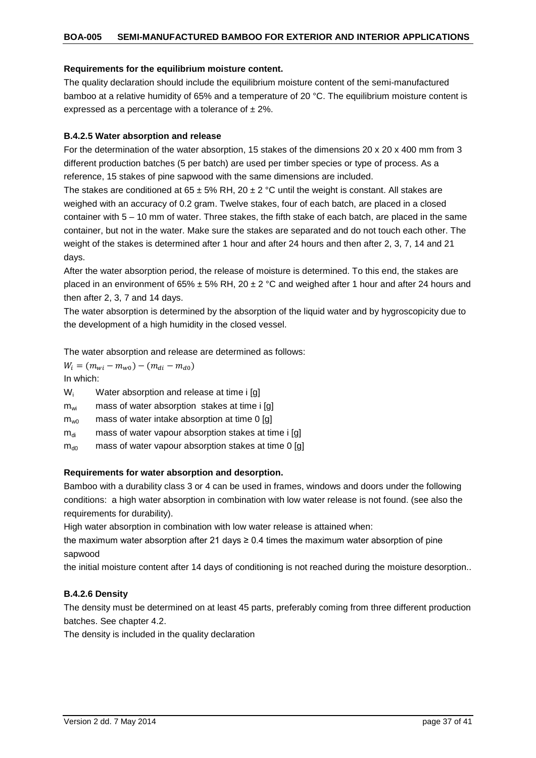**Requirements for the equilibrium moisture content.**

The quality declaration should include the equilibrium moisture content of the semi-manufactured bamboo at a relative humidity of 65% and a temperature of 20 °C. The equilibrium moisture content is expressed as a percentage with a tolerance of ± 2%.

### B.4.2.5 Water absorption and release

For the determination of the water absorption, 15 stakes of the dimensions 20 x 20 x 400 mm from 3 different production batches (5 per batch) are used per timber species or type of process. As a reference, 15 stakes of pine sapwood with the same dimensions are included.

The stakes are conditioned at 65 ± 5% RH, 20 ± 2 °C until the weight is constant. All stakes are weighed with an accuracy of 0.2 gram. Twelve stakes, four of each batch, are placed in a closed container with 5 – 10 mm of water. Three stakes, the fifth stake of each batch, are placed in the same container, but not in the water. Make sure the stakes are separated and do not touch each other. The weight of the stakes is determined after 1 hour and after 24 hours and then after 2, 3, 7, 14 and 21 days.

After the water absorption period, the release of moisture is determined. To this end, the stakes are placed in an environment of 65% ± 5% RH, 20 ± 2 °C and weighed after 1 hour and after 24 hours and then after 2, 3, 7 and 14 days.

The water absorption is determined by the absorption of the liquid water and by hygroscopicity due to the development of a high humidity in the closed vessel.

The water absorption and release are determined as follows:

$$W_i = (m_{wi} - m_{w0}) - (m_{di} - m_{d0})$$

In which:

$W_i$ Water absorption and release at time i [g]

$m_{wi}$ mass of water absorption stakes at time i [g]

$m_{w0}$ mass of water intake absorption at time 0 [g]

$m_{di}$ mass of water vapour absorption stakes at time i [g]

$m_{d0}$ mass of water vapour absorption stakes at time 0 [g]

**Requirements for water absorption and desorption.**

Bamboo with a durability class 3 or 4 can be used in frames, windows and doors under the following conditions: a high water absorption in combination with low water release is not found. (see also the requirements for durability).

High water absorption in combination with low water release is attained when:

the maximum water absorption after 21 days ≥ 0.4 times the maximum water absorption of pine sapwood

the initial moisture content after 14 days of conditioning is not reached during the moisture desorption..

### B.4.2.6 Density

The density must be determined on at least 45 parts, preferably coming from three different production batches. See chapter 4.2.

The density is included in the quality declaration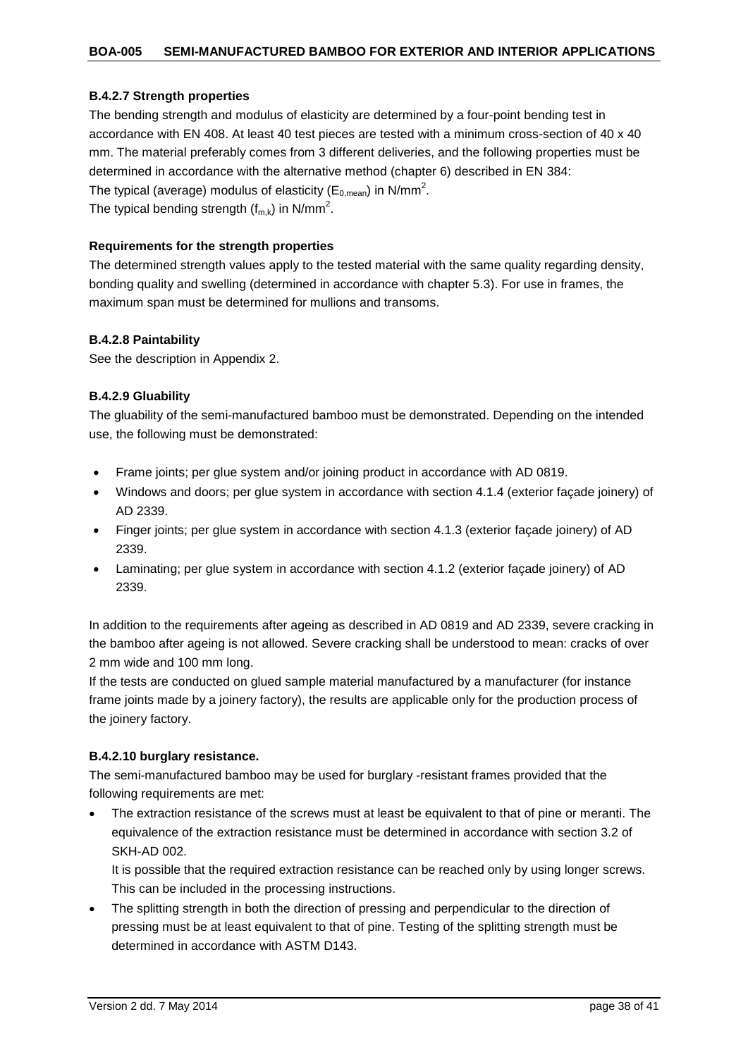#### B.4.2.7 Strength properties

The bending strength and modulus of elasticity are determined by a four-point bending test in accordance with EN 408. At least 40 test pieces are tested with a minimum cross-section of 40 x 40 mm. The material preferably comes from 3 different deliveries, and the following properties must be determined in accordance with the alternative method (chapter 6) described in EN 384:
The typical (average) modulus of elasticity ($E_{0,mean}$) in N/mm$^2$.
The typical bending strength ($f_{m,k}$) in N/mm$^2$.

**Requirements for the strength properties**

The determined strength values apply to the tested material with the same quality regarding density, bonding quality and swelling (determined in accordance with chapter 5.3). For use in frames, the maximum span must be determined for mullions and transoms.

#### B.4.2.8 Paintability

See the description in Appendix 2.

#### B.4.2.9 Gluability

The gluability of the semi-manufactured bamboo must be demonstrated. Depending on the intended use, the following must be demonstrated:

- Frame joints; per glue system and/or joining product in accordance with AD 0819.
- Windows and doors; per glue system in accordance with section 4.1.4 (exterior façade joinery) of AD 2339.
- Finger joints; per glue system in accordance with section 4.1.3 (exterior façade joinery) of AD 2339.
- Laminating; per glue system in accordance with section 4.1.2 (exterior façade joinery) of AD 2339.

In addition to the requirements after ageing as described in AD 0819 and AD 2339, severe cracking in the bamboo after ageing is not allowed. Severe cracking shall be understood to mean: cracks of over 2 mm wide and 100 mm long.
If the tests are conducted on glued sample material manufactured by a manufacturer (for instance frame joints made by a joinery factory), the results are applicable only for the production process of the joinery factory.

#### B.4.2.10 burglary resistance.

The semi-manufactured bamboo may be used for burglary -resistant frames provided that the following requirements are met:

- The extraction resistance of the screws must at least be equivalent to that of pine or meranti. The equivalence of the extraction resistance must be determined in accordance with section 3.2 of SKH-AD 002.
  It is possible that the required extraction resistance can be reached only by using longer screws. This can be included in the processing instructions.
- The splitting strength in both the direction of pressing and perpendicular to the direction of pressing must be at least equivalent to that of pine. Testing of the splitting strength must be determined in accordance with ASTM D143.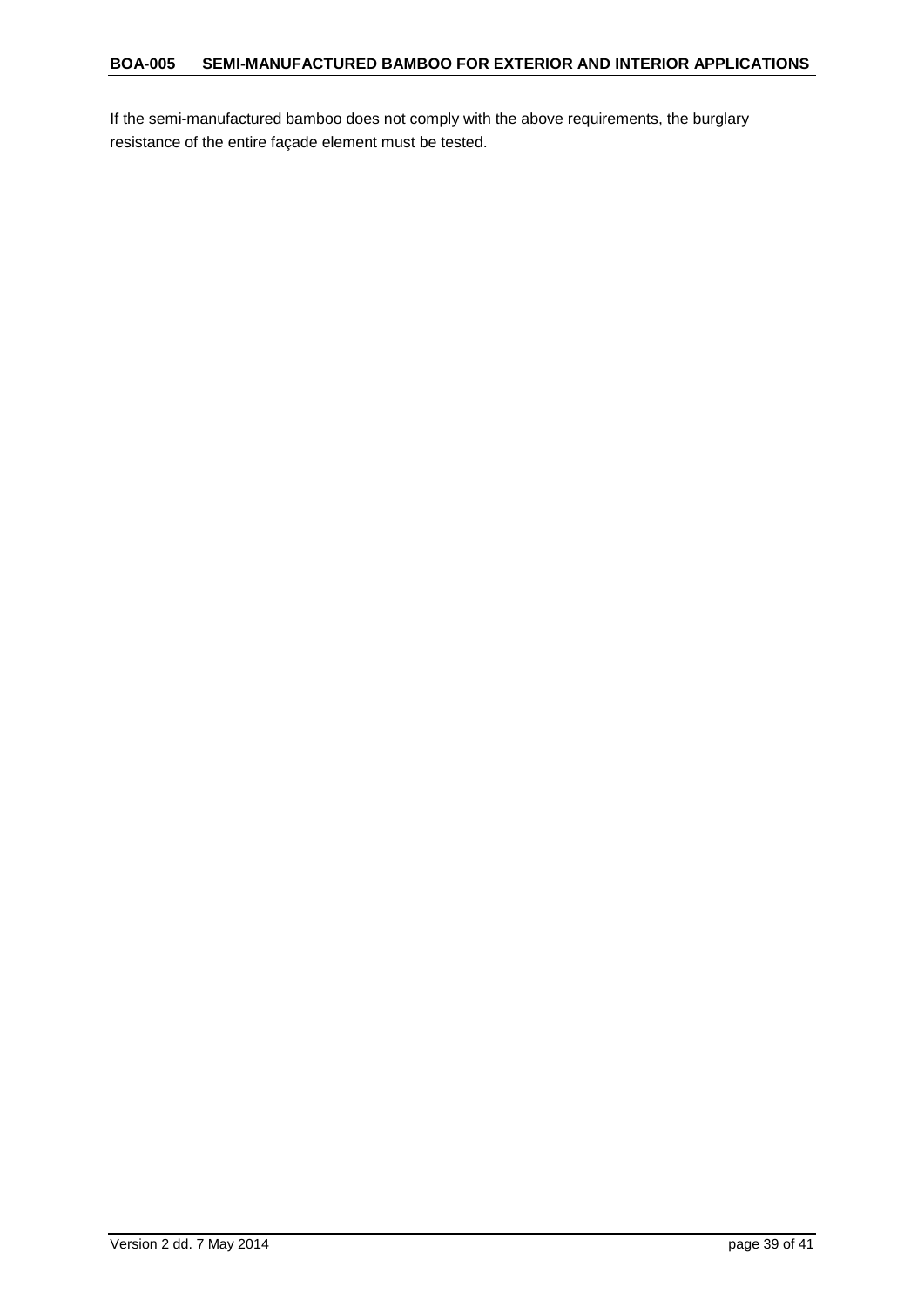If the semi-manufactured bamboo does not comply with the above requirements, the burglary resistance of the entire façade element must be tested.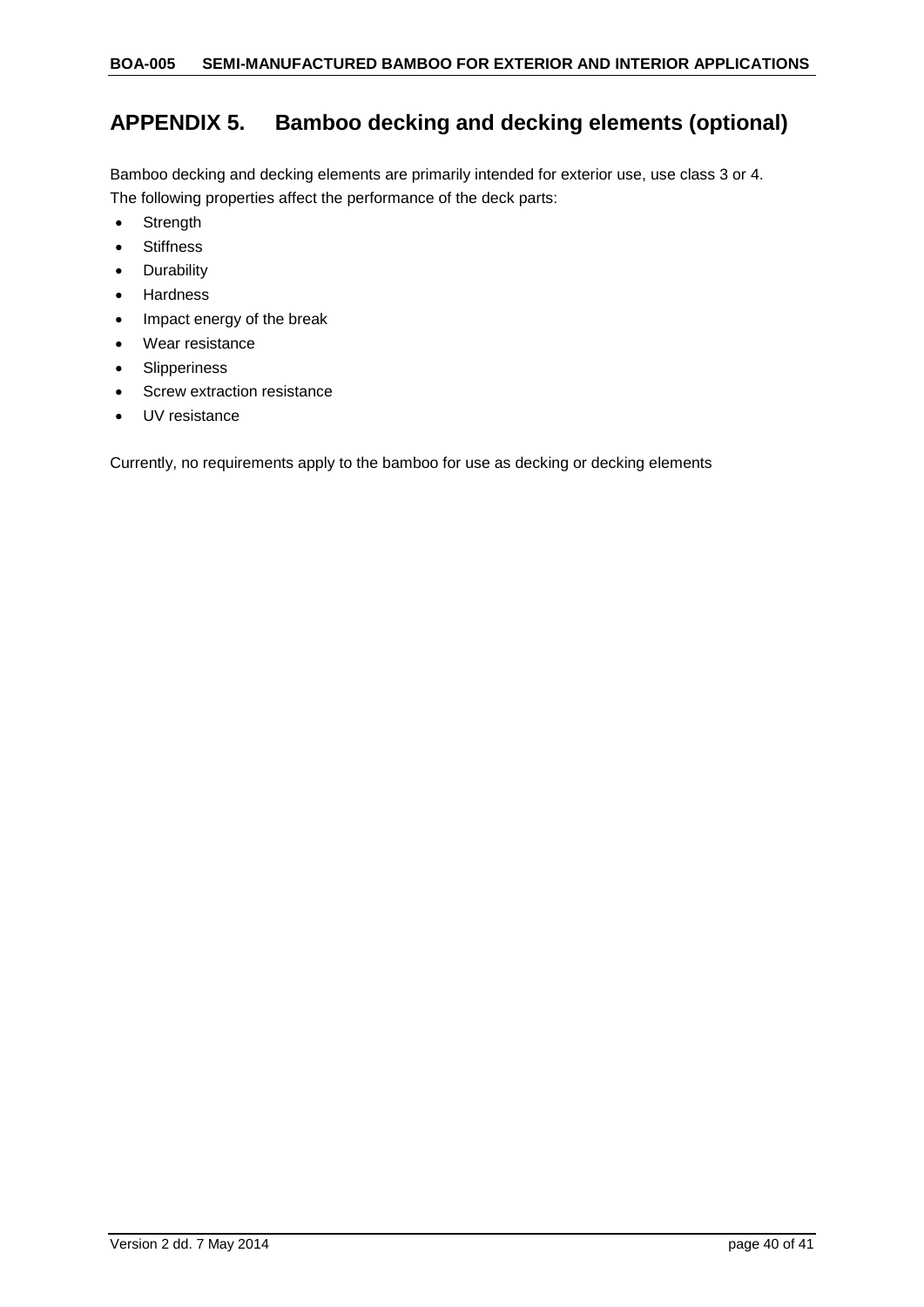# APPENDIX 5. Bamboo decking and decking elements (optional)

Bamboo decking and decking elements are primarily intended for exterior use, use class 3 or 4.
The following properties affect the performance of the deck parts:

- Strength
- Stiffness
- Durability
- Hardness
- Impact energy of the break
- Wear resistance
- Slipperiness
- Screw extraction resistance
- UV resistance

Currently, no requirements apply to the bamboo for use as decking or decking elements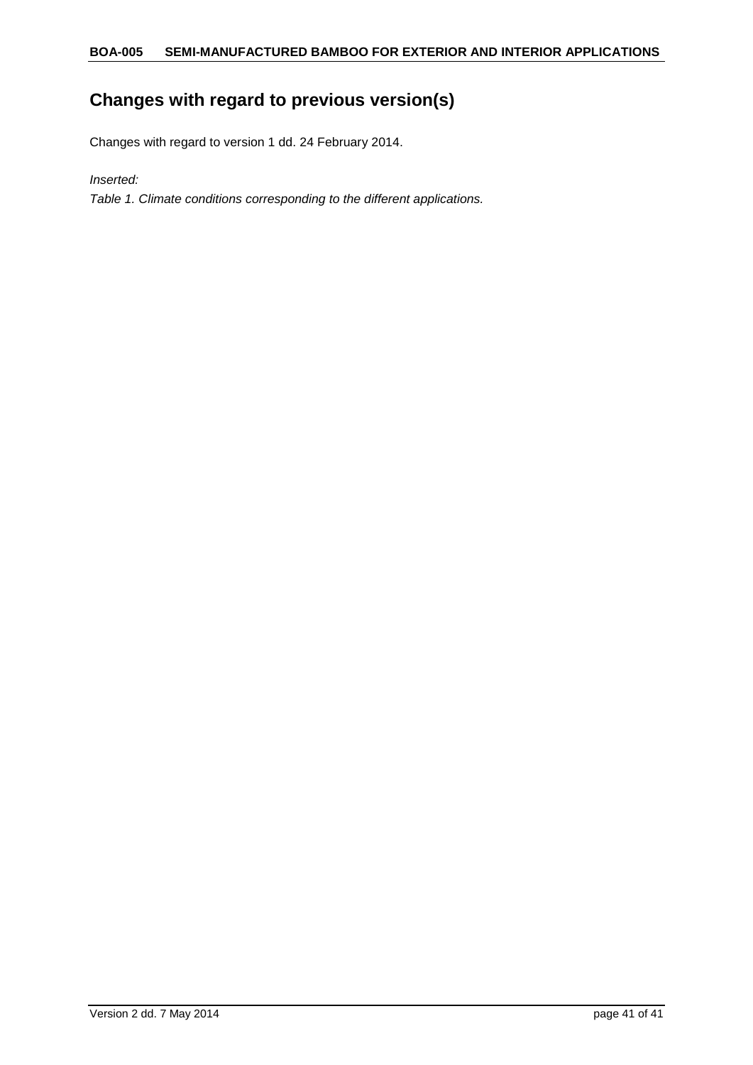## Changes with regard to previous version(s)

Changes with regard to version 1 dd. 24 February 2014.

*Inserted:*

*Table 1. Climate conditions corresponding to the different applications.*